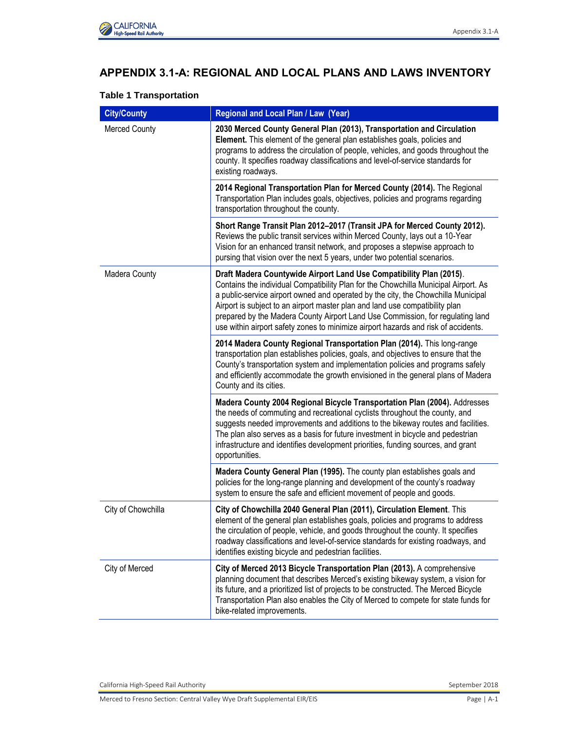# APPENDIX 3.1-A: REGIONAL AND LOCAL PLANS AND LAWS INVENTORY

### Table 1 Transportation

| City/County | Regional and Local Plan / Law (Year) |
|---|---|
| Merced County | **2030 Merced County General Plan (2013), Transportation and Circulation Element.** This element of the general plan establishes goals, policies and programs to address the circulation of people, vehicles, and goods throughout the county. It specifies roadway classifications and level-of-service standards for existing roadways. |
| | **2014 Regional Transportation Plan for Merced County (2014).** The Regional Transportation Plan includes goals, objectives, policies and programs regarding transportation throughout the county. |
| | **Short Range Transit Plan 2012–2017 (Transit JPA for Merced County 2012).** Reviews the public transit services within Merced County, lays out a 10-Year Vision for an enhanced transit network, and proposes a stepwise approach to pursing that vision over the next 5 years, under two potential scenarios. |
| Madera County | **Draft Madera Countywide Airport Land Use Compatibility Plan (2015)**. Contains the individual Compatibility Plan for the Chowchilla Municipal Airport. As a public-service airport owned and operated by the city, the Chowchilla Municipal Airport is subject to an airport master plan and land use compatibility plan prepared by the Madera County Airport Land Use Commission, for regulating land use within airport safety zones to minimize airport hazards and risk of accidents. |
| | **2014 Madera County Regional Transportation Plan (2014).** This long-range transportation plan establishes policies, goals, and objectives to ensure that the County's transportation system and implementation policies and programs safely and efficiently accommodate the growth envisioned in the general plans of Madera County and its cities. |
| | **Madera County 2004 Regional Bicycle Transportation Plan (2004).** Addresses the needs of commuting and recreational cyclists throughout the county, and suggests needed improvements and additions to the bikeway routes and facilities. The plan also serves as a basis for future investment in bicycle and pedestrian infrastructure and identifies development priorities, funding sources, and grant opportunities. |
| | **Madera County General Plan (1995).** The county plan establishes goals and policies for the long-range planning and development of the county's roadway system to ensure the safe and efficient movement of people and goods. |
| City of Chowchilla | **City of Chowchilla 2040 General Plan (2011), Circulation Element**. This element of the general plan establishes goals, policies and programs to address the circulation of people, vehicle, and goods throughout the county. It specifies roadway classifications and level-of-service standards for existing roadways, and identifies existing bicycle and pedestrian facilities. |
| City of Merced | **City of Merced 2013 Bicycle Transportation Plan (2013).** A comprehensive planning document that describes Merced's existing bikeway system, a vision for its future, and a prioritized list of projects to be constructed. The Merced Bicycle Transportation Plan also enables the City of Merced to compete for state funds for bike-related improvements. |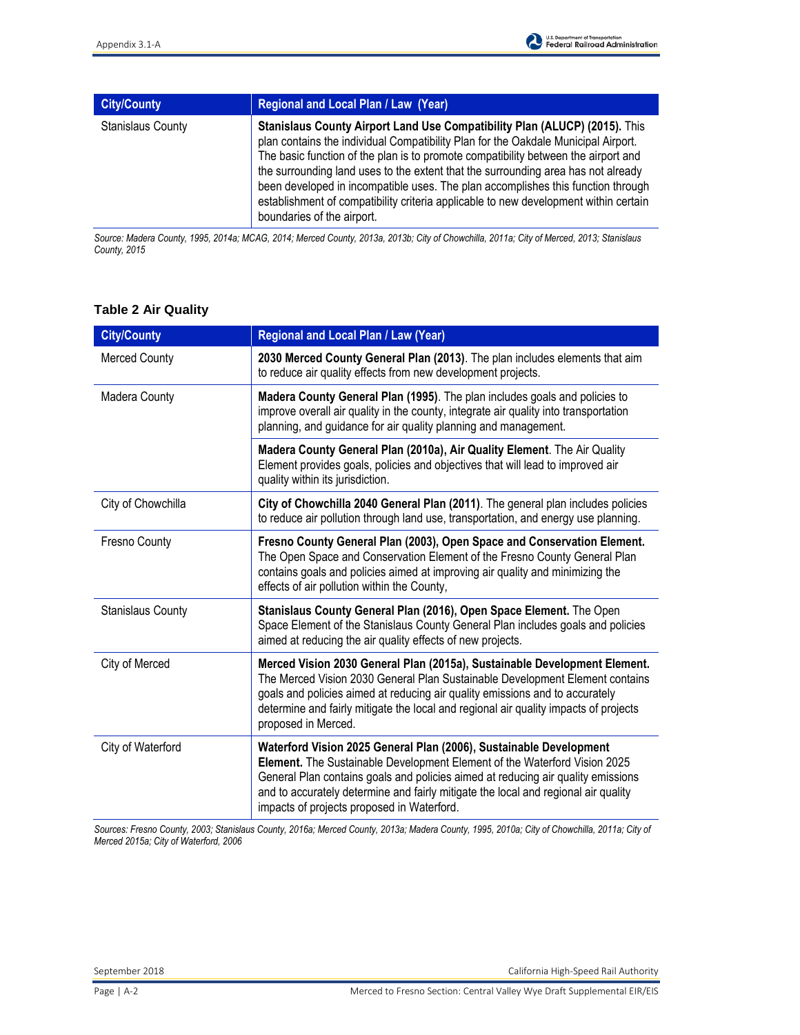| City/County | Regional and Local Plan / Law (Year) |
|---|---|
| Stanislaus County | **Stanislaus County Airport Land Use Compatibility Plan (ALUCP) (2015).** This plan contains the individual Compatibility Plan for the Oakdale Municipal Airport. The basic function of the plan is to promote compatibility between the airport and the surrounding land uses to the extent that the surrounding area has not already been developed in incompatible uses. The plan accomplishes this function through establishment of compatibility criteria applicable to new development within certain boundaries of the airport. |

*Source: Madera County, 1995, 2014a; MCAG, 2014; Merced County, 2013a, 2013b; City of Chowchilla, 2011a; City of Merced, 2013; Stanislaus County, 2015*

### Table 2 Air Quality

| City/County | Regional and Local Plan / Law (Year) |
|---|---|
| Merced County | **2030 Merced County General Plan (2013)**. The plan includes elements that aim to reduce air quality effects from new development projects. |
| Madera County | **Madera County General Plan (1995)**. The plan includes goals and policies to improve overall air quality in the county, integrate air quality into transportation planning, and guidance for air quality planning and management. |
| | **Madera County General Plan (2010a), Air Quality Element**. The Air Quality Element provides goals, policies and objectives that will lead to improved air quality within its jurisdiction. |
| City of Chowchilla | **City of Chowchilla 2040 General Plan (2011)**. The general plan includes policies to reduce air pollution through land use, transportation, and energy use planning. |
| Fresno County | **Fresno County General Plan (2003), Open Space and Conservation Element.** The Open Space and Conservation Element of the Fresno County General Plan contains goals and policies aimed at improving air quality and minimizing the effects of air pollution within the County, |
| Stanislaus County | **Stanislaus County General Plan (2016), Open Space Element.** The Open Space Element of the Stanislaus County General Plan includes goals and policies aimed at reducing the air quality effects of new projects. |
| City of Merced | **Merced Vision 2030 General Plan (2015a), Sustainable Development Element.** The Merced Vision 2030 General Plan Sustainable Development Element contains goals and policies aimed at reducing air quality emissions and to accurately determine and fairly mitigate the local and regional air quality impacts of projects proposed in Merced. |
| City of Waterford | **Waterford Vision 2025 General Plan (2006), Sustainable Development Element.** The Sustainable Development Element of the Waterford Vision 2025 General Plan contains goals and policies aimed at reducing air quality emissions and to accurately determine and fairly mitigate the local and regional air quality impacts of projects proposed in Waterford. |

*Sources: Fresno County, 2003; Stanislaus County, 2016a; Merced County, 2013a; Madera County, 1995, 2010a; City of Chowchilla, 2011a; City of Merced 2015a; City of Waterford, 2006*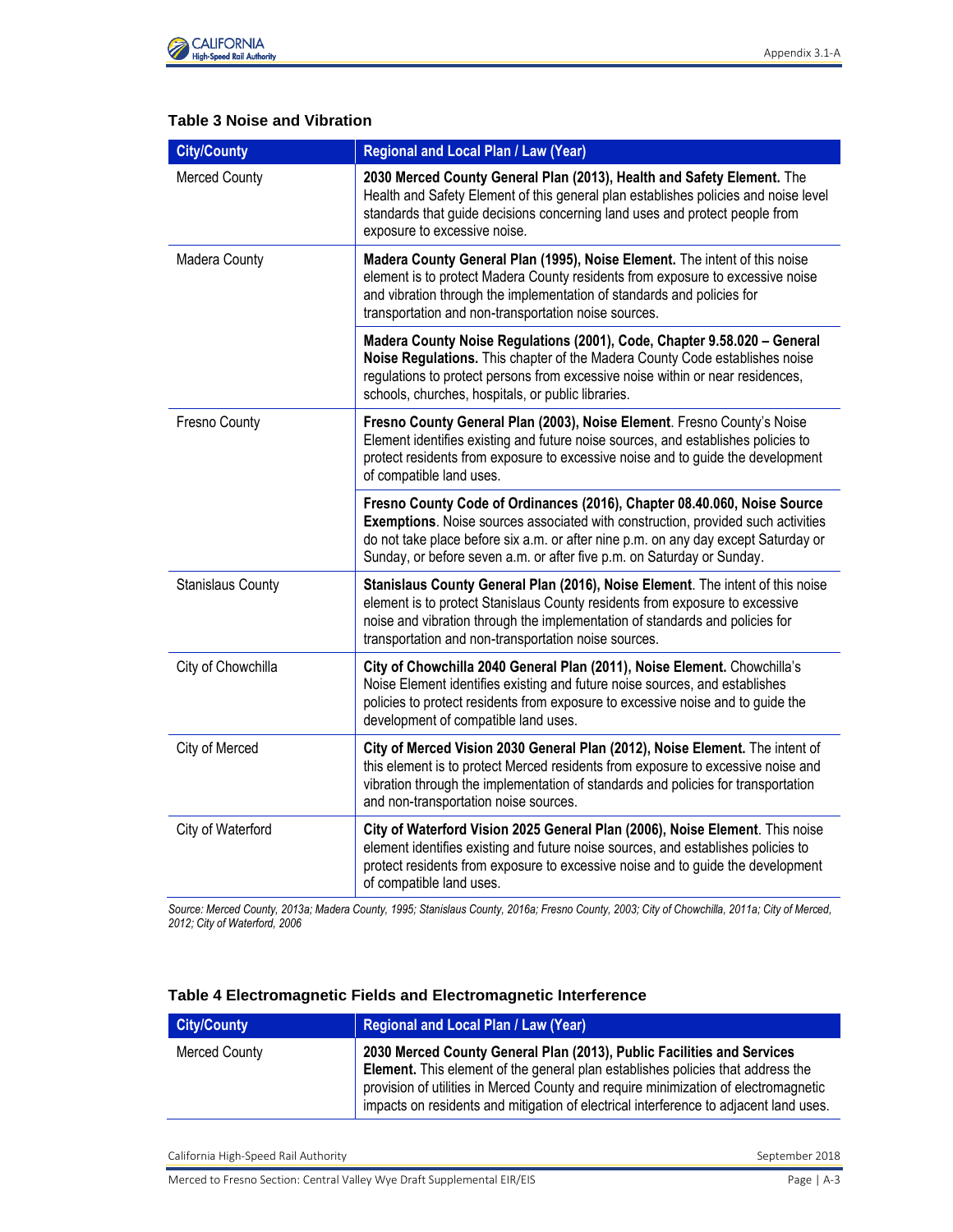### Table 3 Noise and Vibration

| City/County | Regional and Local Plan / Law (Year) |
|---|---|
| Merced County | **2030 Merced County General Plan (2013), Health and Safety Element.** The Health and Safety Element of this general plan establishes policies and noise level standards that guide decisions concerning land uses and protect people from exposure to excessive noise. |
| Madera County | **Madera County General Plan (1995), Noise Element.** The intent of this noise element is to protect Madera County residents from exposure to excessive noise and vibration through the implementation of standards and policies for transportation and non-transportation noise sources. |
| | **Madera County Noise Regulations (2001), Code, Chapter 9.58.020 – General Noise Regulations.** This chapter of the Madera County Code establishes noise regulations to protect persons from excessive noise within or near residences, schools, churches, hospitals, or public libraries. |
| Fresno County | **Fresno County General Plan (2003), Noise Element**. Fresno County's Noise Element identifies existing and future noise sources, and establishes policies to protect residents from exposure to excessive noise and to guide the development of compatible land uses. |
| | **Fresno County Code of Ordinances (2016), Chapter 08.40.060, Noise Source Exemptions**. Noise sources associated with construction, provided such activities do not take place before six a.m. or after nine p.m. on any day except Saturday or Sunday, or before seven a.m. or after five p.m. on Saturday or Sunday. |
| Stanislaus County | **Stanislaus County General Plan (2016), Noise Element**. The intent of this noise element is to protect Stanislaus County residents from exposure to excessive noise and vibration through the implementation of standards and policies for transportation and non-transportation noise sources. |
| City of Chowchilla | **City of Chowchilla 2040 General Plan (2011), Noise Element.** Chowchilla's Noise Element identifies existing and future noise sources, and establishes policies to protect residents from exposure to excessive noise and to guide the development of compatible land uses. |
| City of Merced | **City of Merced Vision 2030 General Plan (2012), Noise Element.** The intent of this element is to protect Merced residents from exposure to excessive noise and vibration through the implementation of standards and policies for transportation and non-transportation noise sources. |
| City of Waterford | **City of Waterford Vision 2025 General Plan (2006), Noise Element**. This noise element identifies existing and future noise sources, and establishes policies to protect residents from exposure to excessive noise and to guide the development of compatible land uses. |

*Source: Merced County, 2013a; Madera County, 1995; Stanislaus County, 2016a; Fresno County, 2003; City of Chowchilla, 2011a; City of Merced, 2012; City of Waterford, 2006*

### Table 4 Electromagnetic Fields and Electromagnetic Interference

| City/County | Regional and Local Plan / Law (Year) |
|---|---|
| Merced County | **2030 Merced County General Plan (2013), Public Facilities and Services Element.** This element of the general plan establishes policies that address the provision of utilities in Merced County and require minimization of electromagnetic impacts on residents and mitigation of electrical interference to adjacent land uses. |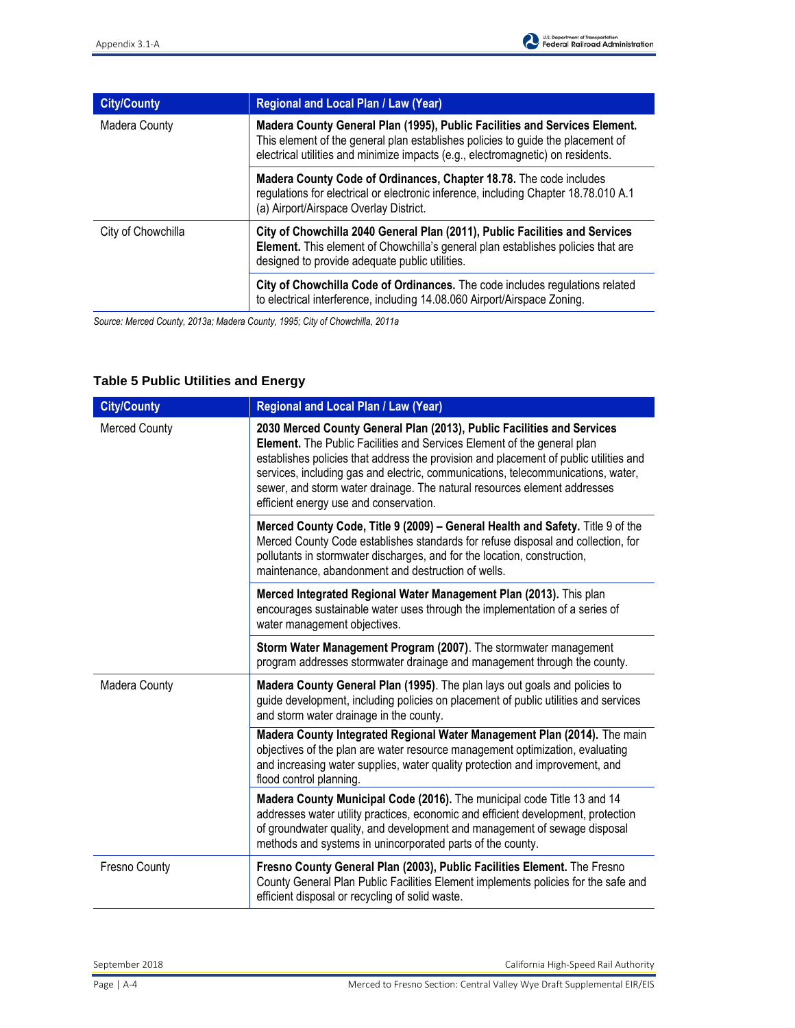| City/County | Regional and Local Plan / Law (Year) |
|---|---|
| Madera County | **Madera County General Plan (1995), Public Facilities and Services Element.** This element of the general plan establishes policies to guide the placement of electrical utilities and minimize impacts (e.g., electromagnetic) on residents. |
| | **Madera County Code of Ordinances, Chapter 18.78.** The code includes regulations for electrical or electronic inference, including Chapter 18.78.010 A.1 (a) Airport/Airspace Overlay District. |
| City of Chowchilla | **City of Chowchilla 2040 General Plan (2011), Public Facilities and Services Element.** This element of Chowchilla's general plan establishes policies that are designed to provide adequate public utilities. |
| | **City of Chowchilla Code of Ordinances.** The code includes regulations related to electrical interference, including 14.08.060 Airport/Airspace Zoning. |

*Source: Merced County, 2013a; Madera County, 1995; City of Chowchilla, 2011a*

### Table 5 Public Utilities and Energy

| City/County | Regional and Local Plan / Law (Year) |
|---|---|
| Merced County | **2030 Merced County General Plan (2013), Public Facilities and Services Element.** The Public Facilities and Services Element of the general plan establishes policies that address the provision and placement of public utilities and services, including gas and electric, communications, telecommunications, water, sewer, and storm water drainage. The natural resources element addresses efficient energy use and conservation. |
| | **Merced County Code, Title 9 (2009) – General Health and Safety.** Title 9 of the Merced County Code establishes standards for refuse disposal and collection, for pollutants in stormwater discharges, and for the location, construction, maintenance, abandonment and destruction of wells. |
| | **Merced Integrated Regional Water Management Plan (2013).** This plan encourages sustainable water uses through the implementation of a series of water management objectives. |
| | **Storm Water Management Program (2007)**. The stormwater management program addresses stormwater drainage and management through the county. |
| Madera County | **Madera County General Plan (1995)**. The plan lays out goals and policies to guide development, including policies on placement of public utilities and services and storm water drainage in the county. |
| | **Madera County Integrated Regional Water Management Plan (2014).** The main objectives of the plan are water resource management optimization, evaluating and increasing water supplies, water quality protection and improvement, and flood control planning. |
| | **Madera County Municipal Code (2016).** The municipal code Title 13 and 14 addresses water utility practices, economic and efficient development, protection of groundwater quality, and development and management of sewage disposal methods and systems in unincorporated parts of the county. |
| Fresno County | **Fresno County General Plan (2003), Public Facilities Element.** The Fresno County General Plan Public Facilities Element implements policies for the safe and efficient disposal or recycling of solid waste. |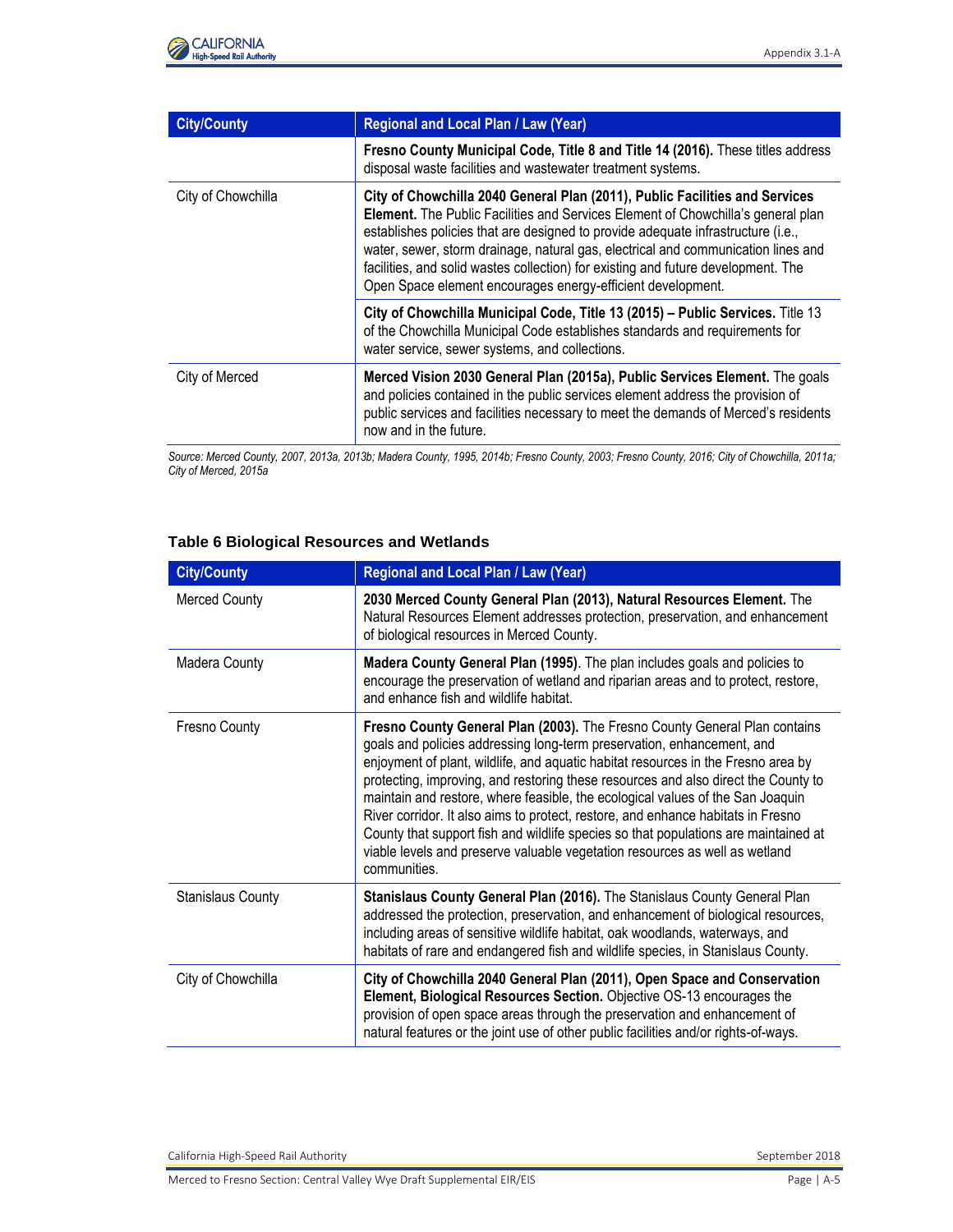| City/County | Regional and Local Plan / Law (Year) |
|---|---|
| | **Fresno County Municipal Code, Title 8 and Title 14 (2016).** These titles address disposal waste facilities and wastewater treatment systems. |
| City of Chowchilla | **City of Chowchilla 2040 General Plan (2011), Public Facilities and Services Element.** The Public Facilities and Services Element of Chowchilla's general plan establishes policies that are designed to provide adequate infrastructure (i.e., water, sewer, storm drainage, natural gas, electrical and communication lines and facilities, and solid wastes collection) for existing and future development. The Open Space element encourages energy-efficient development. |
| | **City of Chowchilla Municipal Code, Title 13 (2015) – Public Services.** Title 13 of the Chowchilla Municipal Code establishes standards and requirements for water service, sewer systems, and collections. |
| City of Merced | **Merced Vision 2030 General Plan (2015a), Public Services Element.** The goals and policies contained in the public services element address the provision of public services and facilities necessary to meet the demands of Merced's residents now and in the future. |

*Source: Merced County, 2007, 2013a, 2013b; Madera County, 1995, 2014b; Fresno County, 2003; Fresno County, 2016; City of Chowchilla, 2011a; City of Merced, 2015a*

### Table 6 Biological Resources and Wetlands

| City/County | Regional and Local Plan / Law (Year) |
|---|---|
| Merced County | **2030 Merced County General Plan (2013), Natural Resources Element.** The Natural Resources Element addresses protection, preservation, and enhancement of biological resources in Merced County. |
| Madera County | **Madera County General Plan (1995)**. The plan includes goals and policies to encourage the preservation of wetland and riparian areas and to protect, restore, and enhance fish and wildlife habitat. |
| Fresno County | **Fresno County General Plan (2003).** The Fresno County General Plan contains goals and policies addressing long-term preservation, enhancement, and enjoyment of plant, wildlife, and aquatic habitat resources in the Fresno area by protecting, improving, and restoring these resources and also direct the County to maintain and restore, where feasible, the ecological values of the San Joaquin River corridor. It also aims to protect, restore, and enhance habitats in Fresno County that support fish and wildlife species so that populations are maintained at viable levels and preserve valuable vegetation resources as well as wetland communities. |
| Stanislaus County | **Stanislaus County General Plan (2016).** The Stanislaus County General Plan addressed the protection, preservation, and enhancement of biological resources, including areas of sensitive wildlife habitat, oak woodlands, waterways, and habitats of rare and endangered fish and wildlife species, in Stanislaus County. |
| City of Chowchilla | **City of Chowchilla 2040 General Plan (2011), Open Space and Conservation Element, Biological Resources Section.** Objective OS-13 encourages the provision of open space areas through the preservation and enhancement of natural features or the joint use of other public facilities and/or rights-of-ways. |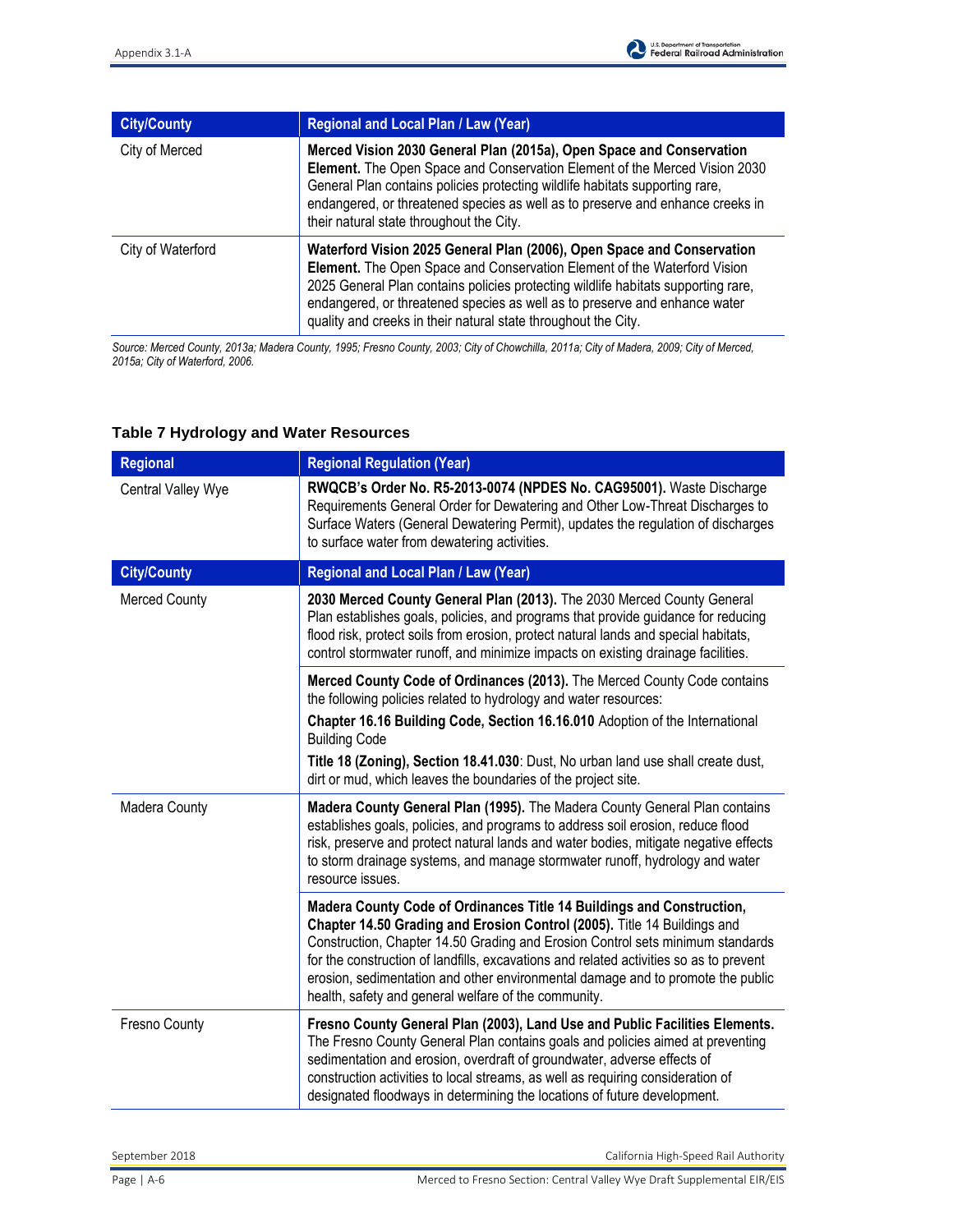| City/County | Regional and Local Plan / Law (Year) |
|---|---|
| City of Merced | **Merced Vision 2030 General Plan (2015a), Open Space and Conservation Element.** The Open Space and Conservation Element of the Merced Vision 2030 General Plan contains policies protecting wildlife habitats supporting rare, endangered, or threatened species as well as to preserve and enhance creeks in their natural state throughout the City. |
| City of Waterford | **Waterford Vision 2025 General Plan (2006), Open Space and Conservation Element.** The Open Space and Conservation Element of the Waterford Vision 2025 General Plan contains policies protecting wildlife habitats supporting rare, endangered, or threatened species as well as to preserve and enhance water quality and creeks in their natural state throughout the City. |

*Source: Merced County, 2013a; Madera County, 1995; Fresno County, 2003; City of Chowchilla, 2011a; City of Madera, 2009; City of Merced, 2015a; City of Waterford, 2006.*

### Table 7 Hydrology and Water Resources

| Regional | Regional Regulation (Year) |
|---|---|
| Central Valley Wye | **RWQCB's Order No. R5-2013-0074 (NPDES No. CAG95001).** Waste Discharge Requirements General Order for Dewatering and Other Low-Threat Discharges to Surface Waters (General Dewatering Permit), updates the regulation of discharges to surface water from dewatering activities. |
| **City/County** | **Regional and Local Plan / Law (Year)** |
| Merced County | **2030 Merced County General Plan (2013).** The 2030 Merced County General Plan establishes goals, policies, and programs that provide guidance for reducing flood risk, protect soils from erosion, protect natural lands and special habitats, control stormwater runoff, and minimize impacts on existing drainage facilities. |
| | **Merced County Code of Ordinances (2013).** The Merced County Code contains the following policies related to hydrology and water resources:<br>**Chapter 16.16 Building Code, Section 16.16.010** Adoption of the International Building Code<br>**Title 18 (Zoning), Section 18.41.030**: Dust, No urban land use shall create dust, dirt or mud, which leaves the boundaries of the project site. |
| Madera County | **Madera County General Plan (1995).** The Madera County General Plan contains establishes goals, policies, and programs to address soil erosion, reduce flood risk, preserve and protect natural lands and water bodies, mitigate negative effects to storm drainage systems, and manage stormwater runoff, hydrology and water resource issues. |
| | **Madera County Code of Ordinances Title 14 Buildings and Construction, Chapter 14.50 Grading and Erosion Control (2005).** Title 14 Buildings and Construction, Chapter 14.50 Grading and Erosion Control sets minimum standards for the construction of landfills, excavations and related activities so as to prevent erosion, sedimentation and other environmental damage and to promote the public health, safety and general welfare of the community. |
| Fresno County | **Fresno County General Plan (2003), Land Use and Public Facilities Elements.** The Fresno County General Plan contains goals and policies aimed at preventing sedimentation and erosion, overdraft of groundwater, adverse effects of construction activities to local streams, as well as requiring consideration of designated floodways in determining the locations of future development. |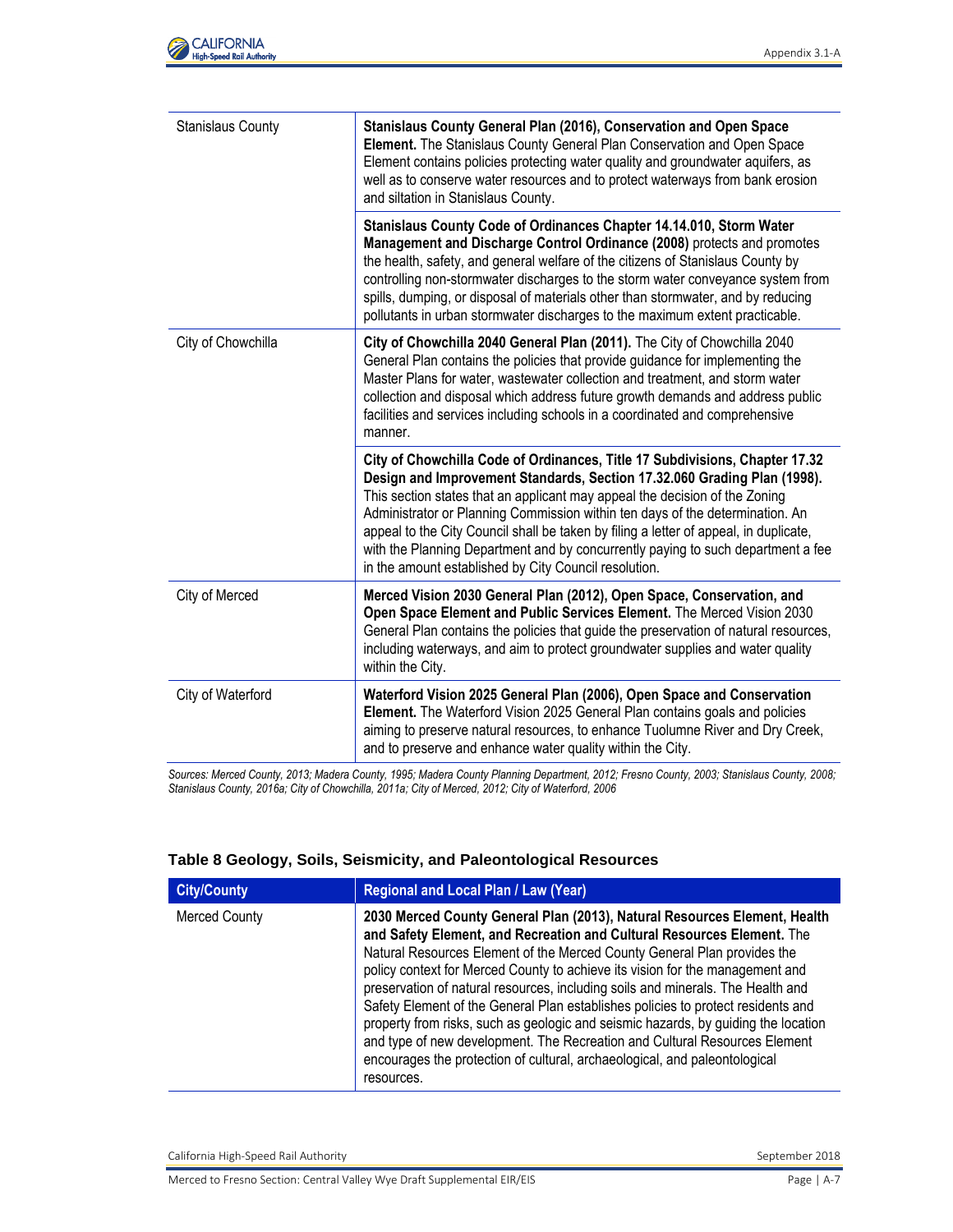| | |
|---|---|
| Stanislaus County | **Stanislaus County General Plan (2016), Conservation and Open Space Element.** The Stanislaus County General Plan Conservation and Open Space Element contains policies protecting water quality and groundwater aquifers, as well as to conserve water resources and to protect waterways from bank erosion and siltation in Stanislaus County. |
| | **Stanislaus County Code of Ordinances Chapter 14.14.010, Storm Water Management and Discharge Control Ordinance (2008)** protects and promotes the health, safety, and general welfare of the citizens of Stanislaus County by controlling non-stormwater discharges to the storm water conveyance system from spills, dumping, or disposal of materials other than stormwater, and by reducing pollutants in urban stormwater discharges to the maximum extent practicable. |
| City of Chowchilla | **City of Chowchilla 2040 General Plan (2011).** The City of Chowchilla 2040 General Plan contains the policies that provide guidance for implementing the Master Plans for water, wastewater collection and treatment, and storm water collection and disposal which address future growth demands and address public facilities and services including schools in a coordinated and comprehensive manner. |
| | **City of Chowchilla Code of Ordinances, Title 17 Subdivisions, Chapter 17.32 Design and Improvement Standards, Section 17.32.060 Grading Plan (1998).** This section states that an applicant may appeal the decision of the Zoning Administrator or Planning Commission within ten days of the determination. An appeal to the City Council shall be taken by filing a letter of appeal, in duplicate, with the Planning Department and by concurrently paying to such department a fee in the amount established by City Council resolution. |
| City of Merced | **Merced Vision 2030 General Plan (2012), Open Space, Conservation, and Open Space Element and Public Services Element.** The Merced Vision 2030 General Plan contains the policies that guide the preservation of natural resources, including waterways, and aim to protect groundwater supplies and water quality within the City. |
| City of Waterford | **Waterford Vision 2025 General Plan (2006), Open Space and Conservation Element.** The Waterford Vision 2025 General Plan contains goals and policies aiming to preserve natural resources, to enhance Tuolumne River and Dry Creek, and to preserve and enhance water quality within the City. |

*Sources: Merced County, 2013; Madera County, 1995; Madera County Planning Department, 2012; Fresno County, 2003; Stanislaus County, 2008; Stanislaus County, 2016a; City of Chowchilla, 2011a; City of Merced, 2012; City of Waterford, 2006*

### Table 8 Geology, Soils, Seismicity, and Paleontological Resources

| City/County | Regional and Local Plan / Law (Year) |
|---|---|
| Merced County | **2030 Merced County General Plan (2013), Natural Resources Element, Health and Safety Element, and Recreation and Cultural Resources Element.** The Natural Resources Element of the Merced County General Plan provides the policy context for Merced County to achieve its vision for the management and preservation of natural resources, including soils and minerals. The Health and Safety Element of the General Plan establishes policies to protect residents and property from risks, such as geologic and seismic hazards, by guiding the location and type of new development. The Recreation and Cultural Resources Element encourages the protection of cultural, archaeological, and paleontological resources. |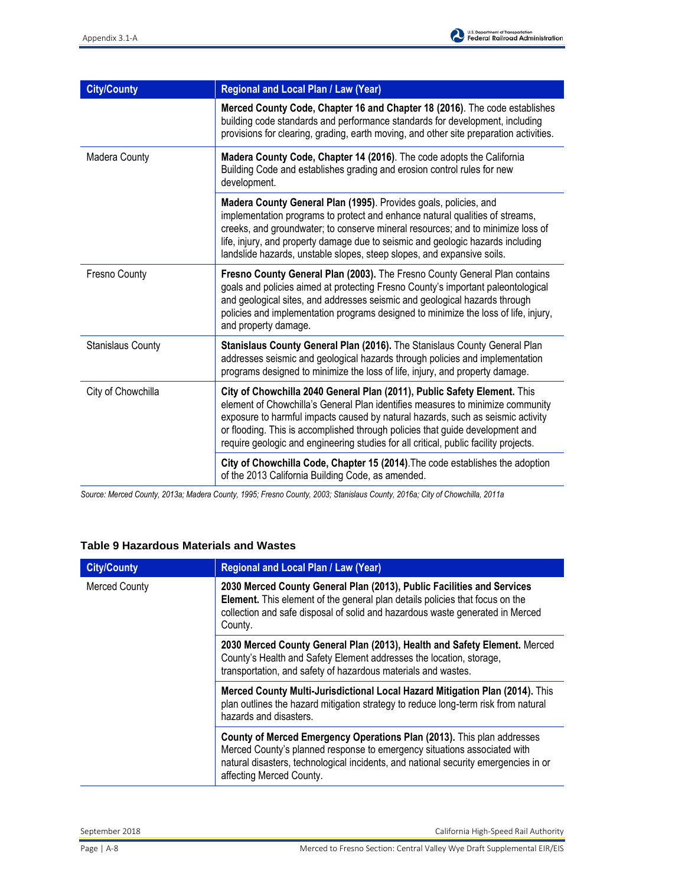| City/County | Regional and Local Plan / Law (Year) |
|---|---|
| | **Merced County Code, Chapter 16 and Chapter 18 (2016)**. The code establishes building code standards and performance standards for development, including provisions for clearing, grading, earth moving, and other site preparation activities. |
| Madera County | **Madera County Code, Chapter 14 (2016)**. The code adopts the California Building Code and establishes grading and erosion control rules for new development. |
| | **Madera County General Plan (1995)**. Provides goals, policies, and implementation programs to protect and enhance natural qualities of streams, creeks, and groundwater; to conserve mineral resources; and to minimize loss of life, injury, and property damage due to seismic and geologic hazards including landslide hazards, unstable slopes, steep slopes, and expansive soils. |
| Fresno County | **Fresno County General Plan (2003).** The Fresno County General Plan contains goals and policies aimed at protecting Fresno County's important paleontological and geological sites, and addresses seismic and geological hazards through policies and implementation programs designed to minimize the loss of life, injury, and property damage. |
| Stanislaus County | **Stanislaus County General Plan (2016).** The Stanislaus County General Plan addresses seismic and geological hazards through policies and implementation programs designed to minimize the loss of life, injury, and property damage. |
| City of Chowchilla | **City of Chowchilla 2040 General Plan (2011), Public Safety Element.** This element of Chowchilla's General Plan identifies measures to minimize community exposure to harmful impacts caused by natural hazards, such as seismic activity or flooding. This is accomplished through policies that guide development and require geologic and engineering studies for all critical, public facility projects. |
| | **City of Chowchilla Code, Chapter 15 (2014)**.The code establishes the adoption of the 2013 California Building Code, as amended. |

*Source: Merced County, 2013a; Madera County, 1995; Fresno County, 2003; Stanislaus County, 2016a; City of Chowchilla, 2011a*

### Table 9 Hazardous Materials and Wastes

| City/County | Regional and Local Plan / Law (Year) |
|---|---|
| Merced County | **2030 Merced County General Plan (2013), Public Facilities and Services Element.** This element of the general plan details policies that focus on the collection and safe disposal of solid and hazardous waste generated in Merced County. |
| | **2030 Merced County General Plan (2013), Health and Safety Element.** Merced County's Health and Safety Element addresses the location, storage, transportation, and safety of hazardous materials and wastes. |
| | **Merced County Multi-Jurisdictional Local Hazard Mitigation Plan (2014).** This plan outlines the hazard mitigation strategy to reduce long-term risk from natural hazards and disasters. |
| | **County of Merced Emergency Operations Plan (2013).** This plan addresses Merced County's planned response to emergency situations associated with natural disasters, technological incidents, and national security emergencies in or affecting Merced County. |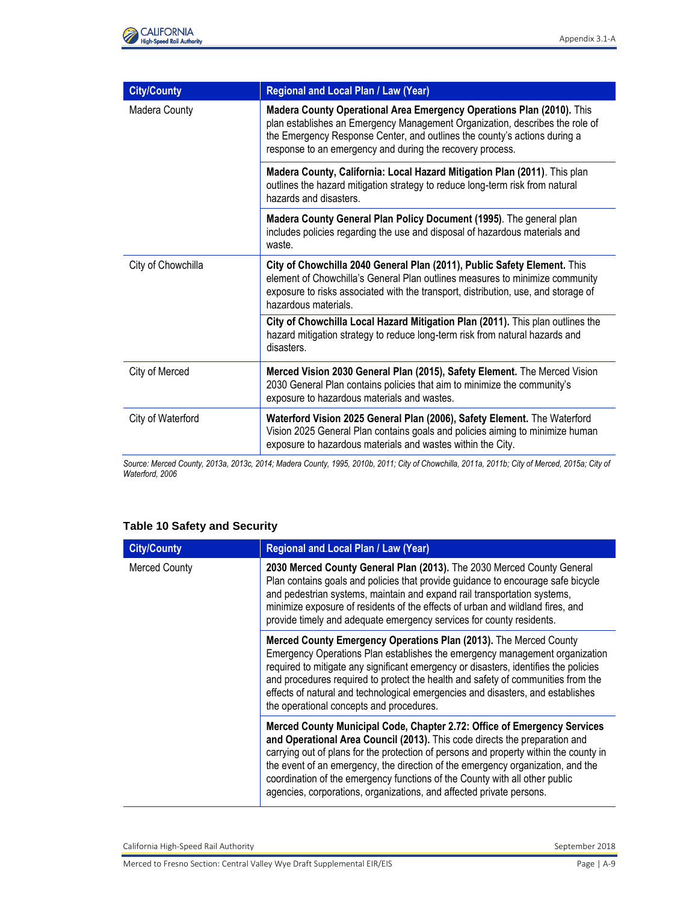| City/County | Regional and Local Plan / Law (Year) |
|---|---|
| Madera County | **Madera County Operational Area Emergency Operations Plan (2010).** This plan establishes an Emergency Management Organization, describes the role of the Emergency Response Center, and outlines the county's actions during a response to an emergency and during the recovery process. |
| | **Madera County, California: Local Hazard Mitigation Plan (2011)**. This plan outlines the hazard mitigation strategy to reduce long-term risk from natural hazards and disasters. |
| | **Madera County General Plan Policy Document (1995)**. The general plan includes policies regarding the use and disposal of hazardous materials and waste. |
| City of Chowchilla | **City of Chowchilla 2040 General Plan (2011), Public Safety Element.** This element of Chowchilla's General Plan outlines measures to minimize community exposure to risks associated with the transport, distribution, use, and storage of hazardous materials. |
| | **City of Chowchilla Local Hazard Mitigation Plan (2011).** This plan outlines the hazard mitigation strategy to reduce long-term risk from natural hazards and disasters. |
| City of Merced | **Merced Vision 2030 General Plan (2015), Safety Element.** The Merced Vision 2030 General Plan contains policies that aim to minimize the community's exposure to hazardous materials and wastes. |
| City of Waterford | **Waterford Vision 2025 General Plan (2006), Safety Element.** The Waterford Vision 2025 General Plan contains goals and policies aiming to minimize human exposure to hazardous materials and wastes within the City. |

*Source: Merced County, 2013a, 2013c, 2014; Madera County, 1995, 2010b, 2011; City of Chowchilla, 2011a, 2011b; City of Merced, 2015a; City of Waterford, 2006*

### Table 10 Safety and Security

| City/County | Regional and Local Plan / Law (Year) |
|---|---|
| Merced County | **2030 Merced County General Plan (2013).** The 2030 Merced County General Plan contains goals and policies that provide guidance to encourage safe bicycle and pedestrian systems, maintain and expand rail transportation systems, minimize exposure of residents of the effects of urban and wildland fires, and provide timely and adequate emergency services for county residents. |
| | **Merced County Emergency Operations Plan (2013).** The Merced County Emergency Operations Plan establishes the emergency management organization required to mitigate any significant emergency or disasters, identifies the policies and procedures required to protect the health and safety of communities from the effects of natural and technological emergencies and disasters, and establishes the operational concepts and procedures. |
| | **Merced County Municipal Code, Chapter 2.72: Office of Emergency Services and Operational Area Council (2013).** This code directs the preparation and carrying out of plans for the protection of persons and property within the county in the event of an emergency, the direction of the emergency organization, and the coordination of the emergency functions of the County with all other public agencies, corporations, organizations, and affected private persons. |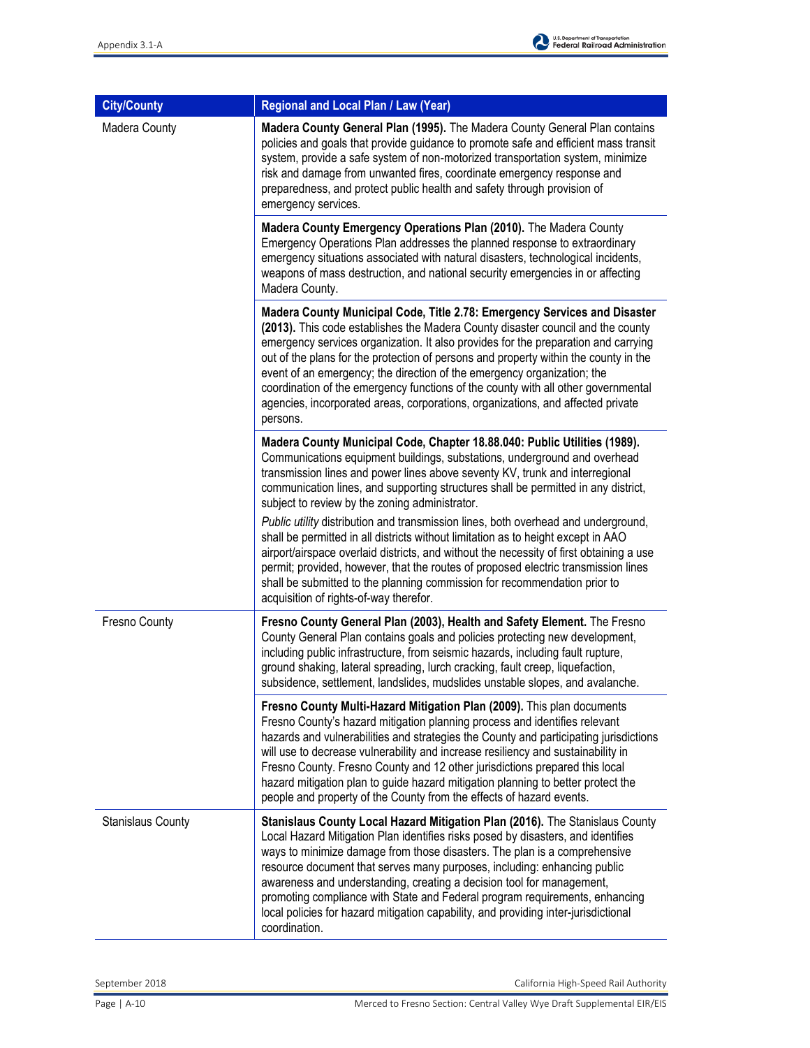| City/County | Regional and Local Plan / Law (Year) |
|---|---|
| Madera County | **Madera County General Plan (1995).** The Madera County General Plan contains policies and goals that provide guidance to promote safe and efficient mass transit system, provide a safe system of non-motorized transportation system, minimize risk and damage from unwanted fires, coordinate emergency response and preparedness, and protect public health and safety through provision of emergency services. |
| | **Madera County Emergency Operations Plan (2010).** The Madera County Emergency Operations Plan addresses the planned response to extraordinary emergency situations associated with natural disasters, technological incidents, weapons of mass destruction, and national security emergencies in or affecting Madera County. |
| | **Madera County Municipal Code, Title 2.78: Emergency Services and Disaster (2013).** This code establishes the Madera County disaster council and the county emergency services organization. It also provides for the preparation and carrying out of the plans for the protection of persons and property within the county in the event of an emergency; the direction of the emergency organization; the coordination of the emergency functions of the county with all other governmental agencies, incorporated areas, corporations, organizations, and affected private persons. |
| | **Madera County Municipal Code, Chapter 18.88.040: Public Utilities (1989).** Communications equipment buildings, substations, underground and overhead transmission lines and power lines above seventy KV, trunk and interregional communication lines, and supporting structures shall be permitted in any district, subject to review by the zoning administrator. *Public utility* distribution and transmission lines, both overhead and underground, shall be permitted in all districts without limitation as to height except in AAO airport/airspace overlaid districts, and without the necessity of first obtaining a use permit; provided, however, that the routes of proposed electric transmission lines shall be submitted to the planning commission for recommendation prior to acquisition of rights-of-way therefor. |
| Fresno County | **Fresno County General Plan (2003), Health and Safety Element.** The Fresno County General Plan contains goals and policies protecting new development, including public infrastructure, from seismic hazards, including fault rupture, ground shaking, lateral spreading, lurch cracking, fault creep, liquefaction, subsidence, settlement, landslides, mudslides unstable slopes, and avalanche. |
| | **Fresno County Multi-Hazard Mitigation Plan (2009).** This plan documents Fresno County's hazard mitigation planning process and identifies relevant hazards and vulnerabilities and strategies the County and participating jurisdictions will use to decrease vulnerability and increase resiliency and sustainability in Fresno County. Fresno County and 12 other jurisdictions prepared this local hazard mitigation plan to guide hazard mitigation planning to better protect the people and property of the County from the effects of hazard events. |
| Stanislaus County | **Stanislaus County Local Hazard Mitigation Plan (2016).** The Stanislaus County Local Hazard Mitigation Plan identifies risks posed by disasters, and identifies ways to minimize damage from those disasters. The plan is a comprehensive resource document that serves many purposes, including: enhancing public awareness and understanding, creating a decision tool for management, promoting compliance with State and Federal program requirements, enhancing local policies for hazard mitigation capability, and providing inter-jurisdictional coordination. |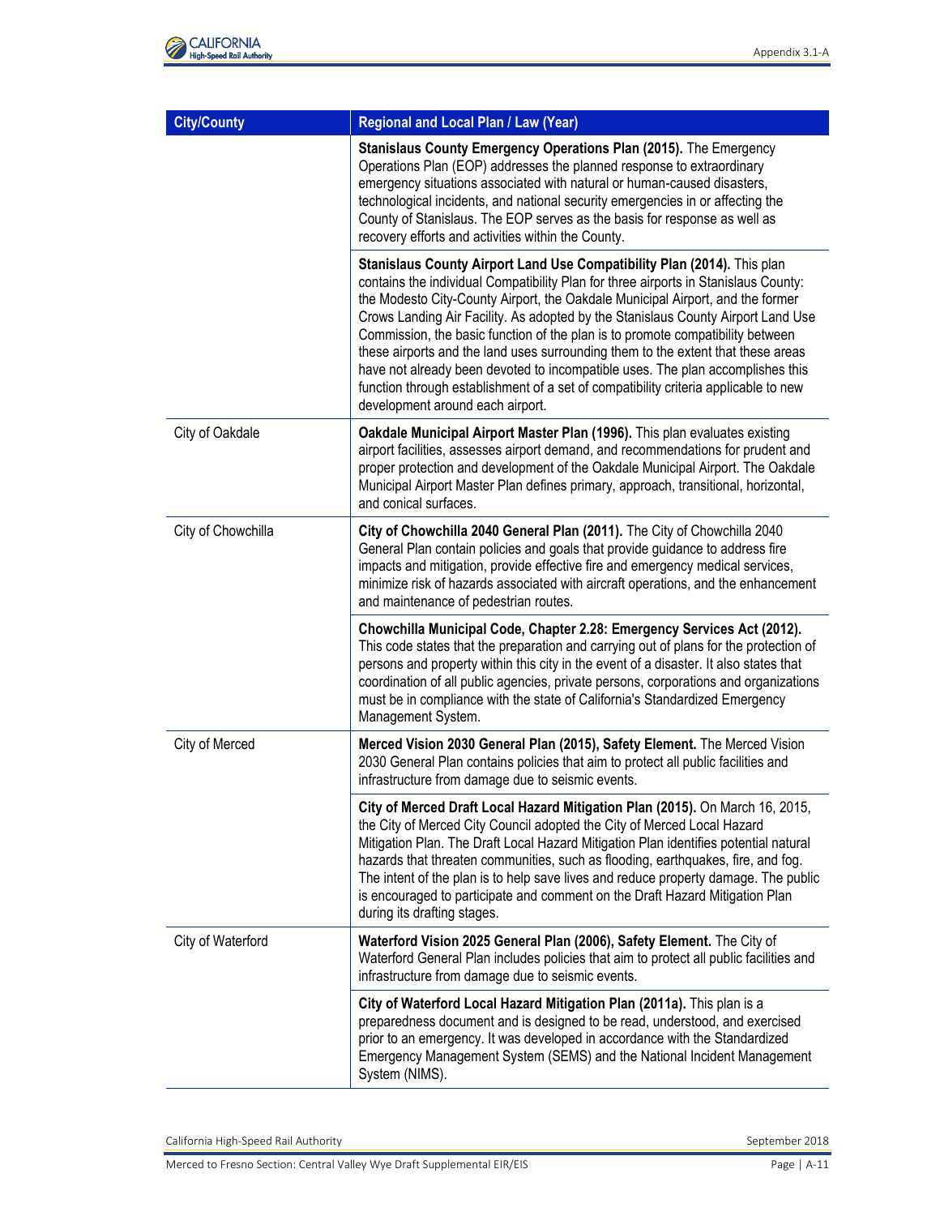| City/County | Regional and Local Plan / Law (Year) |
| --- | --- |
| | **Stanislaus County Emergency Operations Plan (2015).** The Emergency Operations Plan (EOP) addresses the planned response to extraordinary emergency situations associated with natural or human-caused disasters, technological incidents, and national security emergencies in or affecting the County of Stanislaus. The EOP serves as the basis for response as well as recovery efforts and activities within the County. |
| | **Stanislaus County Airport Land Use Compatibility Plan (2014).** This plan contains the individual Compatibility Plan for three airports in Stanislaus County: the Modesto City-County Airport, the Oakdale Municipal Airport, and the former Crows Landing Air Facility. As adopted by the Stanislaus County Airport Land Use Commission, the basic function of the plan is to promote compatibility between these airports and the land uses surrounding them to the extent that these areas have not already been devoted to incompatible uses. The plan accomplishes this function through establishment of a set of compatibility criteria applicable to new development around each airport. |
| City of Oakdale | **Oakdale Municipal Airport Master Plan (1996).** This plan evaluates existing airport facilities, assesses airport demand, and recommendations for prudent and proper protection and development of the Oakdale Municipal Airport. The Oakdale Municipal Airport Master Plan defines primary, approach, transitional, horizontal, and conical surfaces. |
| City of Chowchilla | **City of Chowchilla 2040 General Plan (2011).** The City of Chowchilla 2040 General Plan contain policies and goals that provide guidance to address fire impacts and mitigation, provide effective fire and emergency medical services, minimize risk of hazards associated with aircraft operations, and the enhancement and maintenance of pedestrian routes. |
| | **Chowchilla Municipal Code, Chapter 2.28: Emergency Services Act (2012).** This code states that the preparation and carrying out of plans for the protection of persons and property within this city in the event of a disaster. It also states that coordination of all public agencies, private persons, corporations and organizations must be in compliance with the state of California's Standardized Emergency Management System. |
| City of Merced | **Merced Vision 2030 General Plan (2015), Safety Element.** The Merced Vision 2030 General Plan contains policies that aim to protect all public facilities and infrastructure from damage due to seismic events. |
| | **City of Merced Draft Local Hazard Mitigation Plan (2015).** On March 16, 2015, the City of Merced City Council adopted the City of Merced Local Hazard Mitigation Plan. The Draft Local Hazard Mitigation Plan identifies potential natural hazards that threaten communities, such as flooding, earthquakes, fire, and fog. The intent of the plan is to help save lives and reduce property damage. The public is encouraged to participate and comment on the Draft Hazard Mitigation Plan during its drafting stages. |
| City of Waterford | **Waterford Vision 2025 General Plan (2006), Safety Element.** The City of Waterford General Plan includes policies that aim to protect all public facilities and infrastructure from damage due to seismic events. |
| | **City of Waterford Local Hazard Mitigation Plan (2011a).** This plan is a preparedness document and is designed to be read, understood, and exercised prior to an emergency. It was developed in accordance with the Standardized Emergency Management System (SEMS) and the National Incident Management System (NIMS). |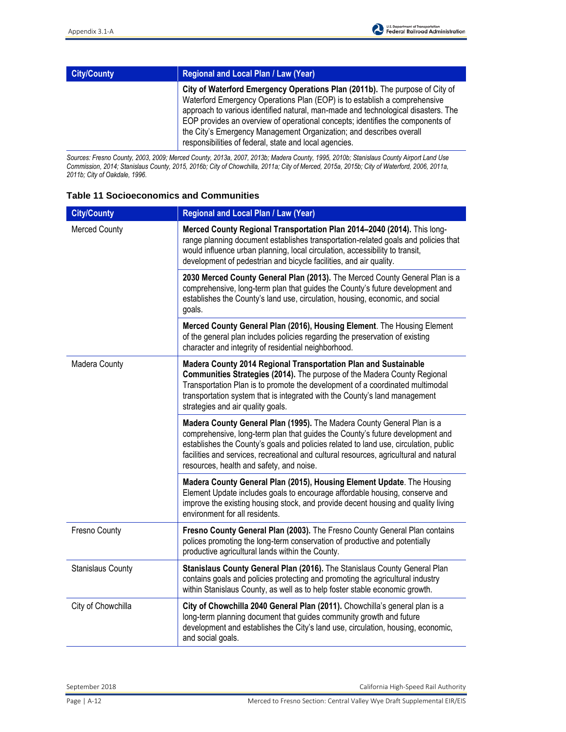| City/County | Regional and Local Plan / Law (Year) |
|---|---|
| | **City of Waterford Emergency Operations Plan (2011b).** The purpose of City of Waterford Emergency Operations Plan (EOP) is to establish a comprehensive approach to various identified natural, man-made and technological disasters. The EOP provides an overview of operational concepts; identifies the components of the City's Emergency Management Organization; and describes overall responsibilities of federal, state and local agencies. |

*Sources: Fresno County, 2003, 2009; Merced County, 2013a, 2007, 2013b; Madera County, 1995, 2010b; Stanislaus County Airport Land Use Commission, 2014; Stanislaus County, 2015, 2016b; City of Chowchilla, 2011a; City of Merced, 2015a, 2015b; City of Waterford, 2006, 2011a, 2011b; City of Oakdale, 1996.*

### Table 11 Socioeconomics and Communities

| City/County | Regional and Local Plan / Law (Year) |
|---|---|
| Merced County | **Merced County Regional Transportation Plan 2014–2040 (2014).** This long-range planning document establishes transportation-related goals and policies that would influence urban planning, local circulation, accessibility to transit, development of pedestrian and bicycle facilities, and air quality. |
| | **2030 Merced County General Plan (2013).** The Merced County General Plan is a comprehensive, long-term plan that guides the County's future development and establishes the County's land use, circulation, housing, economic, and social goals. |
| | **Merced County General Plan (2016), Housing Element**. The Housing Element of the general plan includes policies regarding the preservation of existing character and integrity of residential neighborhood. |
| Madera County | **Madera County 2014 Regional Transportation Plan and Sustainable Communities Strategies (2014).** The purpose of the Madera County Regional Transportation Plan is to promote the development of a coordinated multimodal transportation system that is integrated with the County's land management strategies and air quality goals. |
| | **Madera County General Plan (1995).** The Madera County General Plan is a comprehensive, long-term plan that guides the County's future development and establishes the County's goals and policies related to land use, circulation, public facilities and services, recreational and cultural resources, agricultural and natural resources, health and safety, and noise. |
| | **Madera County General Plan (2015), Housing Element Update**. The Housing Element Update includes goals to encourage affordable housing, conserve and improve the existing housing stock, and provide decent housing and quality living environment for all residents. |
| Fresno County | **Fresno County General Plan (2003).** The Fresno County General Plan contains polices promoting the long-term conservation of productive and potentially productive agricultural lands within the County. |
| Stanislaus County | **Stanislaus County General Plan (2016).** The Stanislaus County General Plan contains goals and policies protecting and promoting the agricultural industry within Stanislaus County, as well as to help foster stable economic growth. |
| City of Chowchilla | **City of Chowchilla 2040 General Plan (2011).** Chowchilla's general plan is a long-term planning document that guides community growth and future development and establishes the City's land use, circulation, housing, economic, and social goals. |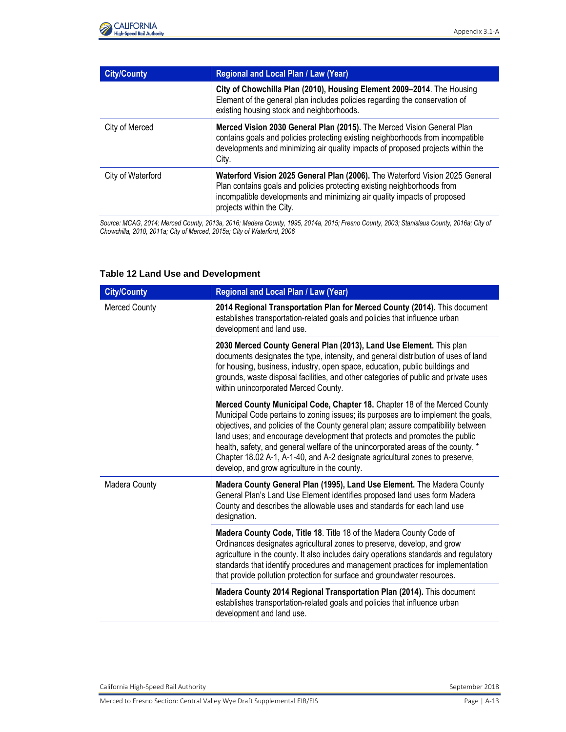| City/County | Regional and Local Plan / Law (Year) |
|---|---|
| | **City of Chowchilla Plan (2010), Housing Element 2009–2014**. The Housing Element of the general plan includes policies regarding the conservation of existing housing stock and neighborhoods. |
| City of Merced | **Merced Vision 2030 General Plan (2015).** The Merced Vision General Plan contains goals and policies protecting existing neighborhoods from incompatible developments and minimizing air quality impacts of proposed projects within the City. |
| City of Waterford | **Waterford Vision 2025 General Plan (2006).** The Waterford Vision 2025 General Plan contains goals and policies protecting existing neighborhoods from incompatible developments and minimizing air quality impacts of proposed projects within the City. |

*Source: MCAG, 2014; Merced County, 2013a, 2016; Madera County, 1995, 2014a, 2015; Fresno County, 2003; Stanislaus County, 2016a; City of Chowchilla, 2010, 2011a; City of Merced, 2015a; City of Waterford, 2006*

### Table 12 Land Use and Development

| City/County | Regional and Local Plan / Law (Year) |
|---|---|
| Merced County | **2014 Regional Transportation Plan for Merced County (2014).** This document establishes transportation-related goals and policies that influence urban development and land use. |
| | **2030 Merced County General Plan (2013), Land Use Element.** This plan documents designates the type, intensity, and general distribution of uses of land for housing, business, industry, open space, education, public buildings and grounds, waste disposal facilities, and other categories of public and private uses within unincorporated Merced County. |
| | **Merced County Municipal Code, Chapter 18.** Chapter 18 of the Merced County Municipal Code pertains to zoning issues; its purposes are to implement the goals, objectives, and policies of the County general plan; assure compatibility between land uses; and encourage development that protects and promotes the public health, safety, and general welfare of the unincorporated areas of the county. * Chapter 18.02 A-1, A-1-40, and A-2 designate agricultural zones to preserve, develop, and grow agriculture in the county. |
| Madera County | **Madera County General Plan (1995), Land Use Element.** The Madera County General Plan's Land Use Element identifies proposed land uses form Madera County and describes the allowable uses and standards for each land use designation. |
| | **Madera County Code, Title 18**. Title 18 of the Madera County Code of Ordinances designates agricultural zones to preserve, develop, and grow agriculture in the county. It also includes dairy operations standards and regulatory standards that identify procedures and management practices for implementation that provide pollution protection for surface and groundwater resources. |
| | **Madera County 2014 Regional Transportation Plan (2014).** This document establishes transportation-related goals and policies that influence urban development and land use. |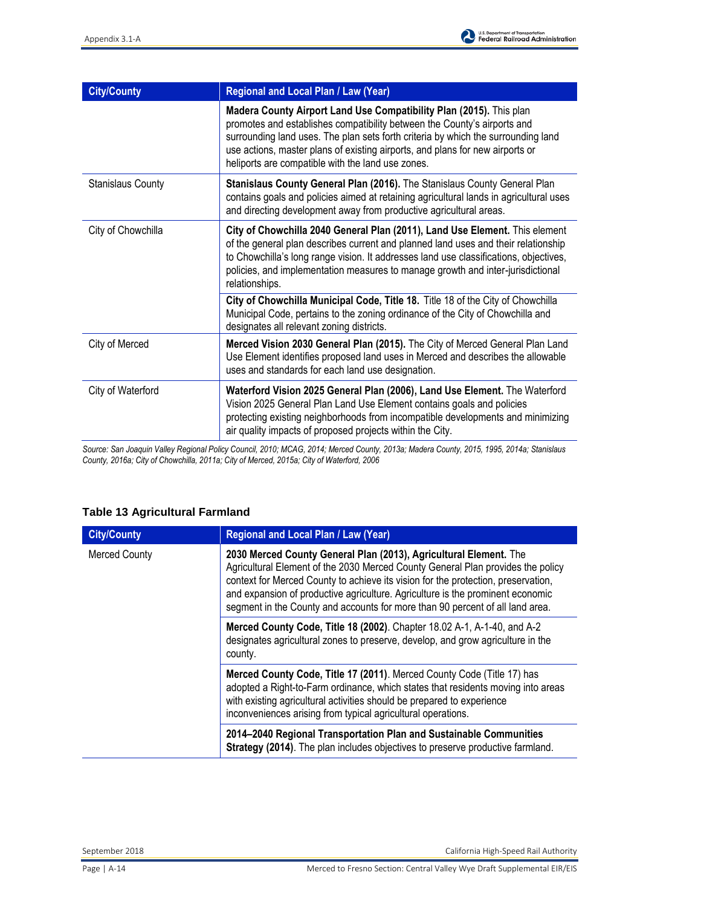| City/County | Regional and Local Plan / Law (Year) |
| --- | --- |
| | **Madera County Airport Land Use Compatibility Plan (2015).** This plan promotes and establishes compatibility between the County's airports and surrounding land uses. The plan sets forth criteria by which the surrounding land use actions, master plans of existing airports, and plans for new airports or heliports are compatible with the land use zones. |
| Stanislaus County | **Stanislaus County General Plan (2016).** The Stanislaus County General Plan contains goals and policies aimed at retaining agricultural lands in agricultural uses and directing development away from productive agricultural areas. |
| City of Chowchilla | **City of Chowchilla 2040 General Plan (2011), Land Use Element.** This element of the general plan describes current and planned land uses and their relationship to Chowchilla's long range vision. It addresses land use classifications, objectives, policies, and implementation measures to manage growth and inter-jurisdictional relationships. |
| | **City of Chowchilla Municipal Code, Title 18.** Title 18 of the City of Chowchilla Municipal Code, pertains to the zoning ordinance of the City of Chowchilla and designates all relevant zoning districts. |
| City of Merced | **Merced Vision 2030 General Plan (2015).** The City of Merced General Plan Land Use Element identifies proposed land uses in Merced and describes the allowable uses and standards for each land use designation. |
| City of Waterford | **Waterford Vision 2025 General Plan (2006), Land Use Element.** The Waterford Vision 2025 General Plan Land Use Element contains goals and policies protecting existing neighborhoods from incompatible developments and minimizing air quality impacts of proposed projects within the City. |

*Source: San Joaquin Valley Regional Policy Council, 2010; MCAG, 2014; Merced County, 2013a; Madera County, 2015, 1995, 2014a; Stanislaus County, 2016a; City of Chowchilla, 2011a; City of Merced, 2015a; City of Waterford, 2006*

### Table 13 Agricultural Farmland

| City/County | Regional and Local Plan / Law (Year) |
| --- | --- |
| Merced County | **2030 Merced County General Plan (2013), Agricultural Element.** The Agricultural Element of the 2030 Merced County General Plan provides the policy context for Merced County to achieve its vision for the protection, preservation, and expansion of productive agriculture. Agriculture is the prominent economic segment in the County and accounts for more than 90 percent of all land area. |
| | **Merced County Code, Title 18 (2002)**. Chapter 18.02 A-1, A-1-40, and A-2 designates agricultural zones to preserve, develop, and grow agriculture in the county. |
| | **Merced County Code, Title 17 (2011)**. Merced County Code (Title 17) has adopted a Right-to-Farm ordinance, which states that residents moving into areas with existing agricultural activities should be prepared to experience inconveniences arising from typical agricultural operations. |
| | **2014–2040 Regional Transportation Plan and Sustainable Communities Strategy (2014)**. The plan includes objectives to preserve productive farmland. |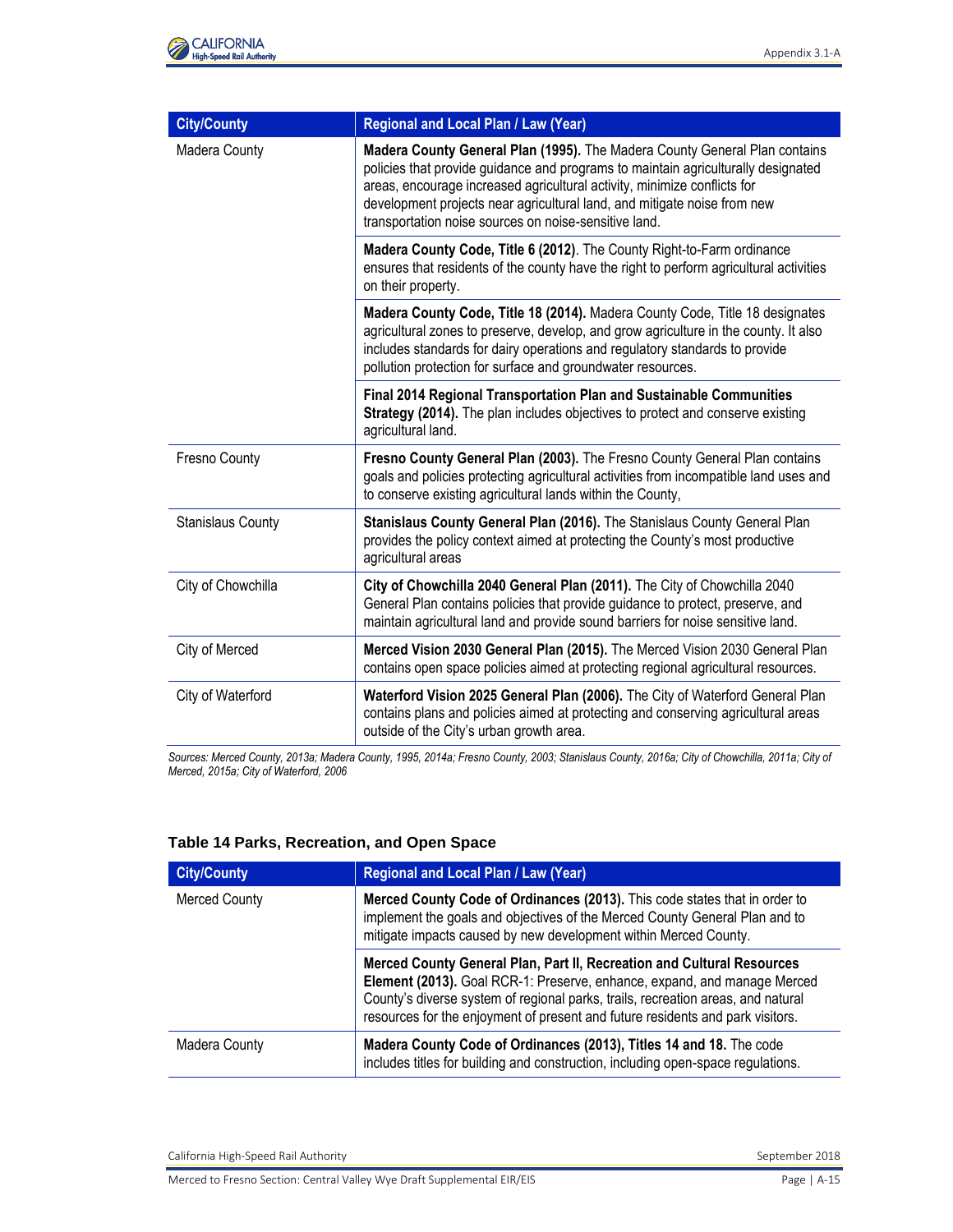| City/County | Regional and Local Plan / Law (Year) |
|---|---|
| Madera County | **Madera County General Plan (1995).** The Madera County General Plan contains policies that provide guidance and programs to maintain agriculturally designated areas, encourage increased agricultural activity, minimize conflicts for development projects near agricultural land, and mitigate noise from new transportation noise sources on noise-sensitive land. |
| | **Madera County Code, Title 6 (2012)**. The County Right-to-Farm ordinance ensures that residents of the county have the right to perform agricultural activities on their property. |
| | **Madera County Code, Title 18 (2014).** Madera County Code, Title 18 designates agricultural zones to preserve, develop, and grow agriculture in the county. It also includes standards for dairy operations and regulatory standards to provide pollution protection for surface and groundwater resources. |
| | **Final 2014 Regional Transportation Plan and Sustainable Communities Strategy (2014).** The plan includes objectives to protect and conserve existing agricultural land. |
| Fresno County | **Fresno County General Plan (2003).** The Fresno County General Plan contains goals and policies protecting agricultural activities from incompatible land uses and to conserve existing agricultural lands within the County, |
| Stanislaus County | **Stanislaus County General Plan (2016).** The Stanislaus County General Plan provides the policy context aimed at protecting the County's most productive agricultural areas |
| City of Chowchilla | **City of Chowchilla 2040 General Plan (2011).** The City of Chowchilla 2040 General Plan contains policies that provide guidance to protect, preserve, and maintain agricultural land and provide sound barriers for noise sensitive land. |
| City of Merced | **Merced Vision 2030 General Plan (2015).** The Merced Vision 2030 General Plan contains open space policies aimed at protecting regional agricultural resources. |
| City of Waterford | **Waterford Vision 2025 General Plan (2006).** The City of Waterford General Plan contains plans and policies aimed at protecting and conserving agricultural areas outside of the City's urban growth area. |

*Sources: Merced County, 2013a; Madera County, 1995, 2014a; Fresno County, 2003; Stanislaus County, 2016a; City of Chowchilla, 2011a; City of Merced, 2015a; City of Waterford, 2006*

### Table 14 Parks, Recreation, and Open Space

| City/County | Regional and Local Plan / Law (Year) |
|---|---|
| Merced County | **Merced County Code of Ordinances (2013).** This code states that in order to implement the goals and objectives of the Merced County General Plan and to mitigate impacts caused by new development within Merced County. |
| | **Merced County General Plan, Part II, Recreation and Cultural Resources Element (2013).** Goal RCR-1: Preserve, enhance, expand, and manage Merced County's diverse system of regional parks, trails, recreation areas, and natural resources for the enjoyment of present and future residents and park visitors. |
| Madera County | **Madera County Code of Ordinances (2013), Titles 14 and 18.** The code includes titles for building and construction, including open-space regulations. |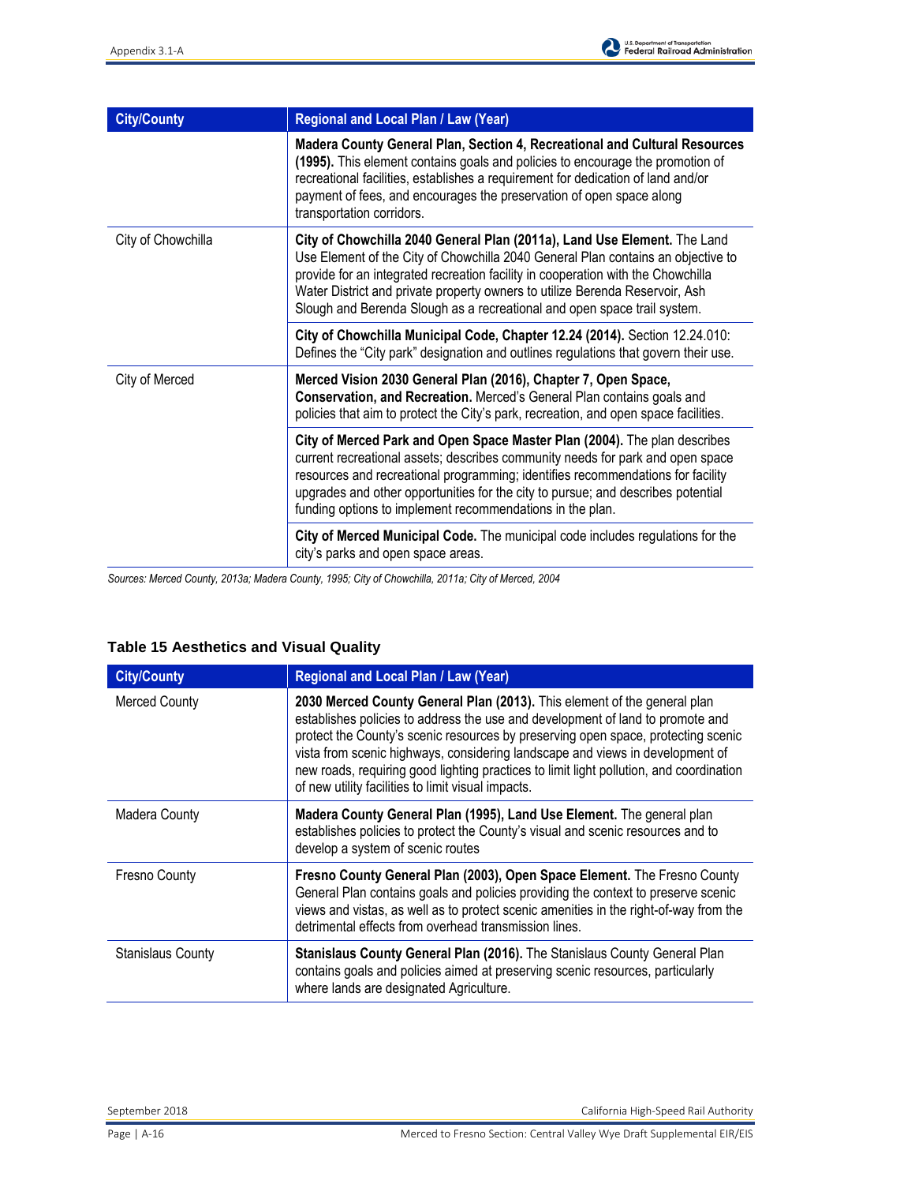| City/County | Regional and Local Plan / Law (Year) |
|---|---|
| | **Madera County General Plan, Section 4, Recreational and Cultural Resources (1995).** This element contains goals and policies to encourage the promotion of recreational facilities, establishes a requirement for dedication of land and/or payment of fees, and encourages the preservation of open space along transportation corridors. |
| City of Chowchilla | **City of Chowchilla 2040 General Plan (2011a), Land Use Element.** The Land Use Element of the City of Chowchilla 2040 General Plan contains an objective to provide for an integrated recreation facility in cooperation with the Chowchilla Water District and private property owners to utilize Berenda Reservoir, Ash Slough and Berenda Slough as a recreational and open space trail system. |
| | **City of Chowchilla Municipal Code, Chapter 12.24 (2014).** Section 12.24.010: Defines the "City park" designation and outlines regulations that govern their use. |
| City of Merced | **Merced Vision 2030 General Plan (2016), Chapter 7, Open Space, Conservation, and Recreation.** Merced's General Plan contains goals and policies that aim to protect the City's park, recreation, and open space facilities. |
| | **City of Merced Park and Open Space Master Plan (2004).** The plan describes current recreational assets; describes community needs for park and open space resources and recreational programming; identifies recommendations for facility upgrades and other opportunities for the city to pursue; and describes potential funding options to implement recommendations in the plan. |
| | **City of Merced Municipal Code.** The municipal code includes regulations for the city's parks and open space areas. |

*Sources: Merced County, 2013a; Madera County, 1995; City of Chowchilla, 2011a; City of Merced, 2004*

### Table 15 Aesthetics and Visual Quality

| City/County | Regional and Local Plan / Law (Year) |
|---|---|
| Merced County | **2030 Merced County General Plan (2013).** This element of the general plan establishes policies to address the use and development of land to promote and protect the County's scenic resources by preserving open space, protecting scenic vista from scenic highways, considering landscape and views in development of new roads, requiring good lighting practices to limit light pollution, and coordination of new utility facilities to limit visual impacts. |
| Madera County | **Madera County General Plan (1995), Land Use Element.** The general plan establishes policies to protect the County's visual and scenic resources and to develop a system of scenic routes |
| Fresno County | **Fresno County General Plan (2003), Open Space Element.** The Fresno County General Plan contains goals and policies providing the context to preserve scenic views and vistas, as well as to protect scenic amenities in the right-of-way from the detrimental effects from overhead transmission lines. |
| Stanislaus County | **Stanislaus County General Plan (2016).** The Stanislaus County General Plan contains goals and policies aimed at preserving scenic resources, particularly where lands are designated Agriculture. |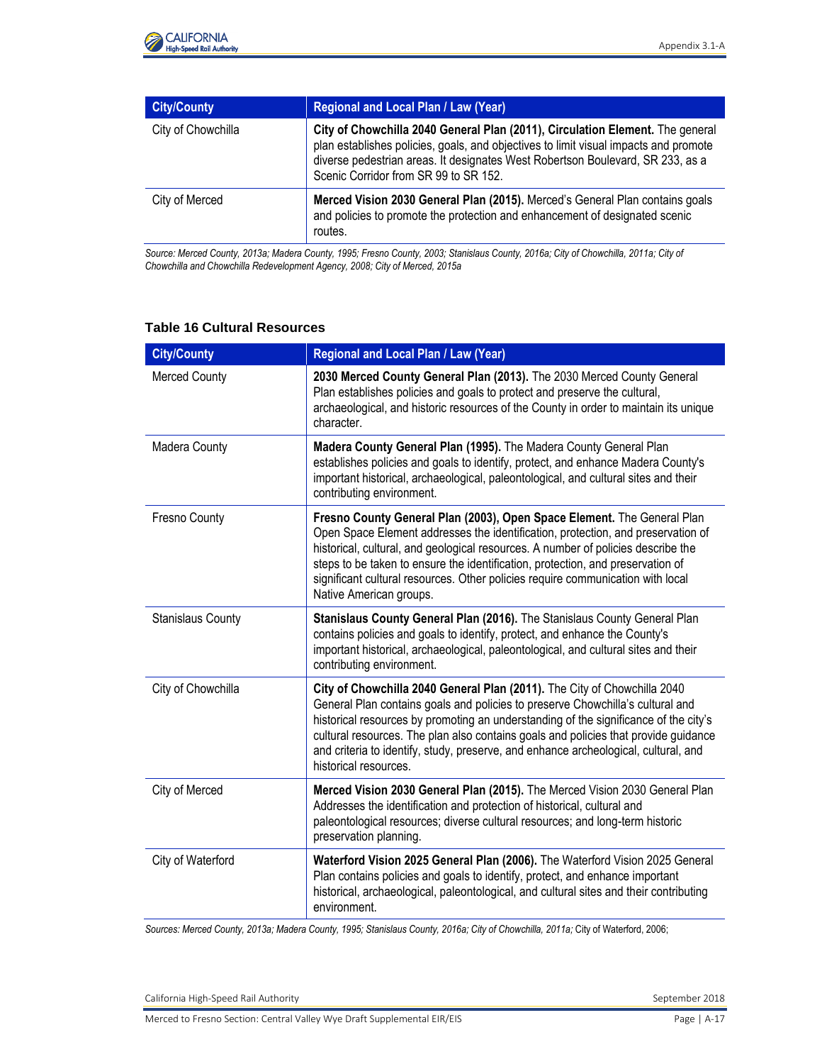| City/County | Regional and Local Plan / Law (Year) |
|---|---|
| City of Chowchilla | **City of Chowchilla 2040 General Plan (2011), Circulation Element.** The general plan establishes policies, goals, and objectives to limit visual impacts and promote diverse pedestrian areas. It designates West Robertson Boulevard, SR 233, as a Scenic Corridor from SR 99 to SR 152. |
| City of Merced | **Merced Vision 2030 General Plan (2015).** Merced's General Plan contains goals and policies to promote the protection and enhancement of designated scenic routes. |

*Source: Merced County, 2013a; Madera County, 1995; Fresno County, 2003; Stanislaus County, 2016a; City of Chowchilla, 2011a; City of Chowchilla and Chowchilla Redevelopment Agency, 2008; City of Merced, 2015a*

### Table 16 Cultural Resources

| City/County | Regional and Local Plan / Law (Year) |
|---|---|
| Merced County | **2030 Merced County General Plan (2013).** The 2030 Merced County General Plan establishes policies and goals to protect and preserve the cultural, archaeological, and historic resources of the County in order to maintain its unique character. |
| Madera County | **Madera County General Plan (1995).** The Madera County General Plan establishes policies and goals to identify, protect, and enhance Madera County's important historical, archaeological, paleontological, and cultural sites and their contributing environment. |
| Fresno County | **Fresno County General Plan (2003), Open Space Element.** The General Plan Open Space Element addresses the identification, protection, and preservation of historical, cultural, and geological resources. A number of policies describe the steps to be taken to ensure the identification, protection, and preservation of significant cultural resources. Other policies require communication with local Native American groups. |
| Stanislaus County | **Stanislaus County General Plan (2016).** The Stanislaus County General Plan contains policies and goals to identify, protect, and enhance the County's important historical, archaeological, paleontological, and cultural sites and their contributing environment. |
| City of Chowchilla | **City of Chowchilla 2040 General Plan (2011).** The City of Chowchilla 2040 General Plan contains goals and policies to preserve Chowchilla's cultural and historical resources by promoting an understanding of the significance of the city's cultural resources. The plan also contains goals and policies that provide guidance and criteria to identify, study, preserve, and enhance archeological, cultural, and historical resources. |
| City of Merced | **Merced Vision 2030 General Plan (2015).** The Merced Vision 2030 General Plan Addresses the identification and protection of historical, cultural and paleontological resources; diverse cultural resources; and long-term historic preservation planning. |
| City of Waterford | **Waterford Vision 2025 General Plan (2006).** The Waterford Vision 2025 General Plan contains policies and goals to identify, protect, and enhance important historical, archaeological, paleontological, and cultural sites and their contributing environment. |

*Sources: Merced County, 2013a; Madera County, 1995; Stanislaus County, 2016a; City of Chowchilla, 2011a;* City of Waterford, 2006;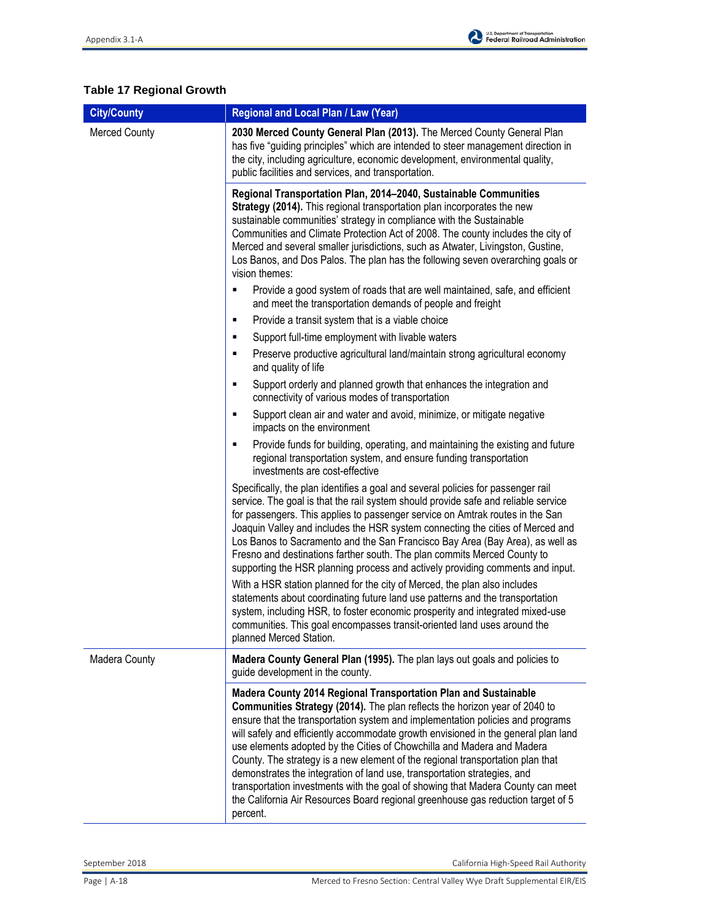**Table 17 Regional Growth**

| City/County | Regional and Local Plan / Law (Year) |
|---|---|
| Merced County | **2030 Merced County General Plan (2013).** The Merced County General Plan has five "guiding principles" which are intended to steer management direction in the city, including agriculture, economic development, environmental quality, public facilities and services, and transportation. |
| | **Regional Transportation Plan, 2014–2040, Sustainable Communities Strategy (2014).** This regional transportation plan incorporates the new sustainable communities' strategy in compliance with the Sustainable Communities and Climate Protection Act of 2008. The county includes the city of Merced and several smaller jurisdictions, such as Atwater, Livingston, Gustine, Los Banos, and Dos Palos. The plan has the following seven overarching goals or vision themes:<br>▪ Provide a good system of roads that are well maintained, safe, and efficient and meet the transportation demands of people and freight<br>▪ Provide a transit system that is a viable choice<br>▪ Support full-time employment with livable waters<br>▪ Preserve productive agricultural land/maintain strong agricultural economy and quality of life<br>▪ Support orderly and planned growth that enhances the integration and connectivity of various modes of transportation<br>▪ Support clean air and water and avoid, minimize, or mitigate negative impacts on the environment<br>▪ Provide funds for building, operating, and maintaining the existing and future regional transportation system, and ensure funding transportation investments are cost-effective<br>Specifically, the plan identifies a goal and several policies for passenger rail service. The goal is that the rail system should provide safe and reliable service for passengers. This applies to passenger service on Amtrak routes in the San Joaquin Valley and includes the HSR system connecting the cities of Merced and Los Banos to Sacramento and the San Francisco Bay Area (Bay Area), as well as Fresno and destinations farther south. The plan commits Merced County to supporting the HSR planning process and actively providing comments and input.<br>With a HSR station planned for the city of Merced, the plan also includes statements about coordinating future land use patterns and the transportation system, including HSR, to foster economic prosperity and integrated mixed-use communities. This goal encompasses transit-oriented land uses around the planned Merced Station. |
| Madera County | **Madera County General Plan (1995).** The plan lays out goals and policies to guide development in the county. |
| | **Madera County 2014 Regional Transportation Plan and Sustainable Communities Strategy (2014).** The plan reflects the horizon year of 2040 to ensure that the transportation system and implementation policies and programs will safely and efficiently accommodate growth envisioned in the general plan land use elements adopted by the Cities of Chowchilla and Madera and Madera County. The strategy is a new element of the regional transportation plan that demonstrates the integration of land use, transportation strategies, and transportation investments with the goal of showing that Madera County can meet the California Air Resources Board regional greenhouse gas reduction target of 5 percent. |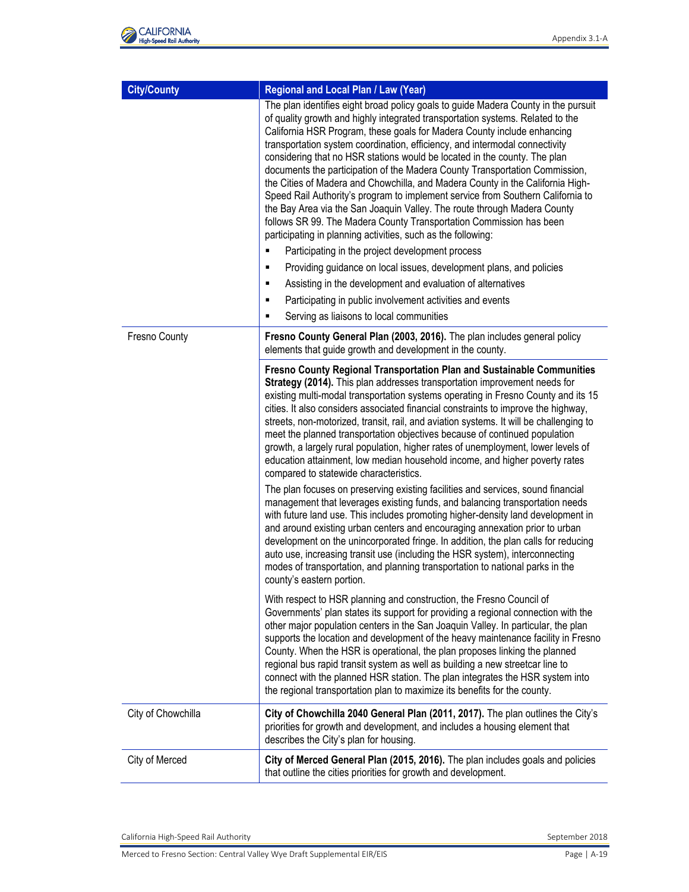| City/County | Regional and Local Plan / Law (Year) |
|---|---|
| | The plan identifies eight broad policy goals to guide Madera County in the pursuit of quality growth and highly integrated transportation systems. Related to the California HSR Program, these goals for Madera County include enhancing transportation system coordination, efficiency, and intermodal connectivity considering that no HSR stations would be located in the county. The plan documents the participation of the Madera County Transportation Commission, the Cities of Madera and Chowchilla, and Madera County in the California High-Speed Rail Authority's program to implement service from Southern California to the Bay Area via the San Joaquin Valley. The route through Madera County follows SR 99. The Madera County Transportation Commission has been participating in planning activities, such as the following:<br>▪ Participating in the project development process<br>▪ Providing guidance on local issues, development plans, and policies<br>▪ Assisting in the development and evaluation of alternatives<br>▪ Participating in public involvement activities and events<br>▪ Serving as liaisons to local communities |
| Fresno County | **Fresno County General Plan (2003, 2016).** The plan includes general policy elements that guide growth and development in the county. |
| | **Fresno County Regional Transportation Plan and Sustainable Communities Strategy (2014).** This plan addresses transportation improvement needs for existing multi-modal transportation systems operating in Fresno County and its 15 cities. It also considers associated financial constraints to improve the highway, streets, non-motorized, transit, rail, and aviation systems. It will be challenging to meet the planned transportation objectives because of continued population growth, a largely rural population, higher rates of unemployment, lower levels of education attainment, low median household income, and higher poverty rates compared to statewide characteristics.<br><br>The plan focuses on preserving existing facilities and services, sound financial management that leverages existing funds, and balancing transportation needs with future land use. This includes promoting higher-density land development in and around existing urban centers and encouraging annexation prior to urban development on the unincorporated fringe. In addition, the plan calls for reducing auto use, increasing transit use (including the HSR system), interconnecting modes of transportation, and planning transportation to national parks in the county's eastern portion.<br><br>With respect to HSR planning and construction, the Fresno Council of Governments' plan states its support for providing a regional connection with the other major population centers in the San Joaquin Valley. In particular, the plan supports the location and development of the heavy maintenance facility in Fresno County. When the HSR is operational, the plan proposes linking the planned regional bus rapid transit system as well as building a new streetcar line to connect with the planned HSR station. The plan integrates the HSR system into the regional transportation plan to maximize its benefits for the county. |
| City of Chowchilla | **City of Chowchilla 2040 General Plan (2011, 2017).** The plan outlines the City's priorities for growth and development, and includes a housing element that describes the City's plan for housing. |
| City of Merced | **City of Merced General Plan (2015, 2016).** The plan includes goals and policies that outline the cities priorities for growth and development. |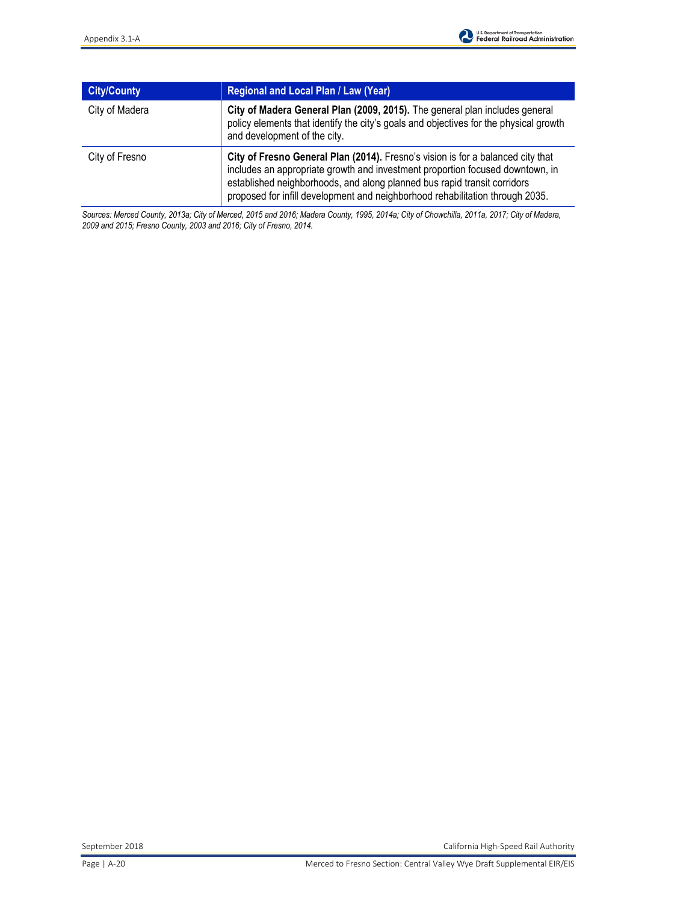| City/County | Regional and Local Plan / Law (Year) |
|---|---|
| City of Madera | **City of Madera General Plan (2009, 2015).** The general plan includes general policy elements that identify the city's goals and objectives for the physical growth and development of the city. |
| City of Fresno | **City of Fresno General Plan (2014).** Fresno's vision is for a balanced city that includes an appropriate growth and investment proportion focused downtown, in established neighborhoods, and along planned bus rapid transit corridors proposed for infill development and neighborhood rehabilitation through 2035. |

*Sources: Merced County, 2013a; City of Merced, 2015 and 2016; Madera County, 1995, 2014a; City of Chowchilla, 2011a, 2017; City of Madera, 2009 and 2015; Fresno County, 2003 and 2016; City of Fresno, 2014.*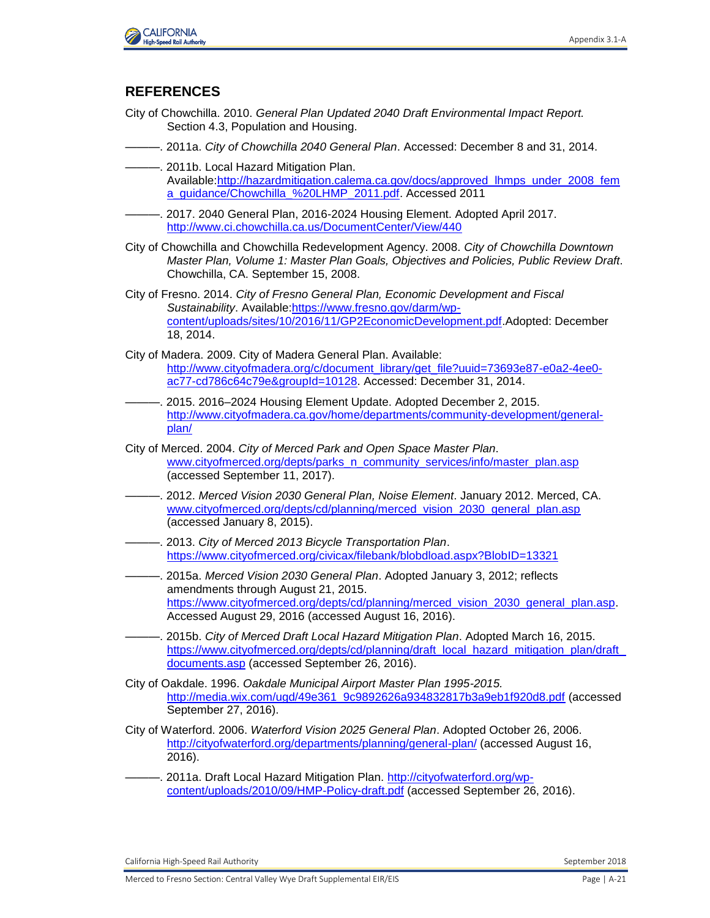## REFERENCES

City of Chowchilla. 2010. *General Plan Updated 2040 Draft Environmental Impact Report.* Section 4.3, Population and Housing.

———. 2011a. *City of Chowchilla 2040 General Plan*. Accessed: December 8 and 31, 2014.

———. 2011b. Local Hazard Mitigation Plan. Available:http://hazardmitigation.calema.ca.gov/docs/approved_lhmps_under_2008_fema_guidance/Chowchilla_%20LHMP_2011.pdf. Accessed 2011

———. 2017. 2040 General Plan, 2016-2024 Housing Element. Adopted April 2017. http://www.ci.chowchilla.ca.us/DocumentCenter/View/440

City of Chowchilla and Chowchilla Redevelopment Agency. 2008. *City of Chowchilla Downtown Master Plan, Volume 1: Master Plan Goals, Objectives and Policies, Public Review Draft*. Chowchilla, CA. September 15, 2008.

City of Fresno. 2014. *City of Fresno General Plan, Economic Development and Fiscal Sustainability*. Available:https://www.fresno.gov/darm/wp-content/uploads/sites/10/2016/11/GP2EconomicDevelopment.pdf.Adopted: December 18, 2014.

City of Madera. 2009. City of Madera General Plan. Available: http://www.cityofmadera.org/c/document_library/get_file?uuid=73693e87-e0a2-4ee0-ac77-cd786c64c79e&groupId=10128. Accessed: December 31, 2014.

———. 2015. 2016–2024 Housing Element Update. Adopted December 2, 2015. http://www.cityofmadera.ca.gov/home/departments/community-development/general-plan/

City of Merced. 2004. *City of Merced Park and Open Space Master Plan*. www.cityofmerced.org/depts/parks_n_community_services/info/master_plan.asp (accessed September 11, 2017).

———. 2012. *Merced Vision 2030 General Plan, Noise Element*. January 2012. Merced, CA. www.cityofmerced.org/depts/cd/planning/merced_vision_2030_general_plan.asp (accessed January 8, 2015).

———. 2013. *City of Merced 2013 Bicycle Transportation Plan*. https://www.cityofmerced.org/civicax/filebank/blobdload.aspx?BlobID=13321

———. 2015a. *Merced Vision 2030 General Plan*. Adopted January 3, 2012; reflects amendments through August 21, 2015. https://www.cityofmerced.org/depts/cd/planning/merced_vision_2030_general_plan.asp. Accessed August 29, 2016 (accessed August 16, 2016).

———. 2015b. *City of Merced Draft Local Hazard Mitigation Plan*. Adopted March 16, 2015. https://www.cityofmerced.org/depts/cd/planning/draft_local_hazard_mitigation_plan/draft_documents.asp (accessed September 26, 2016).

City of Oakdale. 1996. *Oakdale Municipal Airport Master Plan 1995-2015.* http://media.wix.com/ugd/49e361_9c9892626a934832817b3a9eb1f920d8.pdf (accessed September 27, 2016).

City of Waterford. 2006. *Waterford Vision 2025 General Plan*. Adopted October 26, 2006. http://cityofwaterford.org/departments/planning/general-plan/ (accessed August 16, 2016).

———. 2011a. Draft Local Hazard Mitigation Plan. http://cityofwaterford.org/wp-content/uploads/2010/09/HMP-Policy-draft.pdf (accessed September 26, 2016).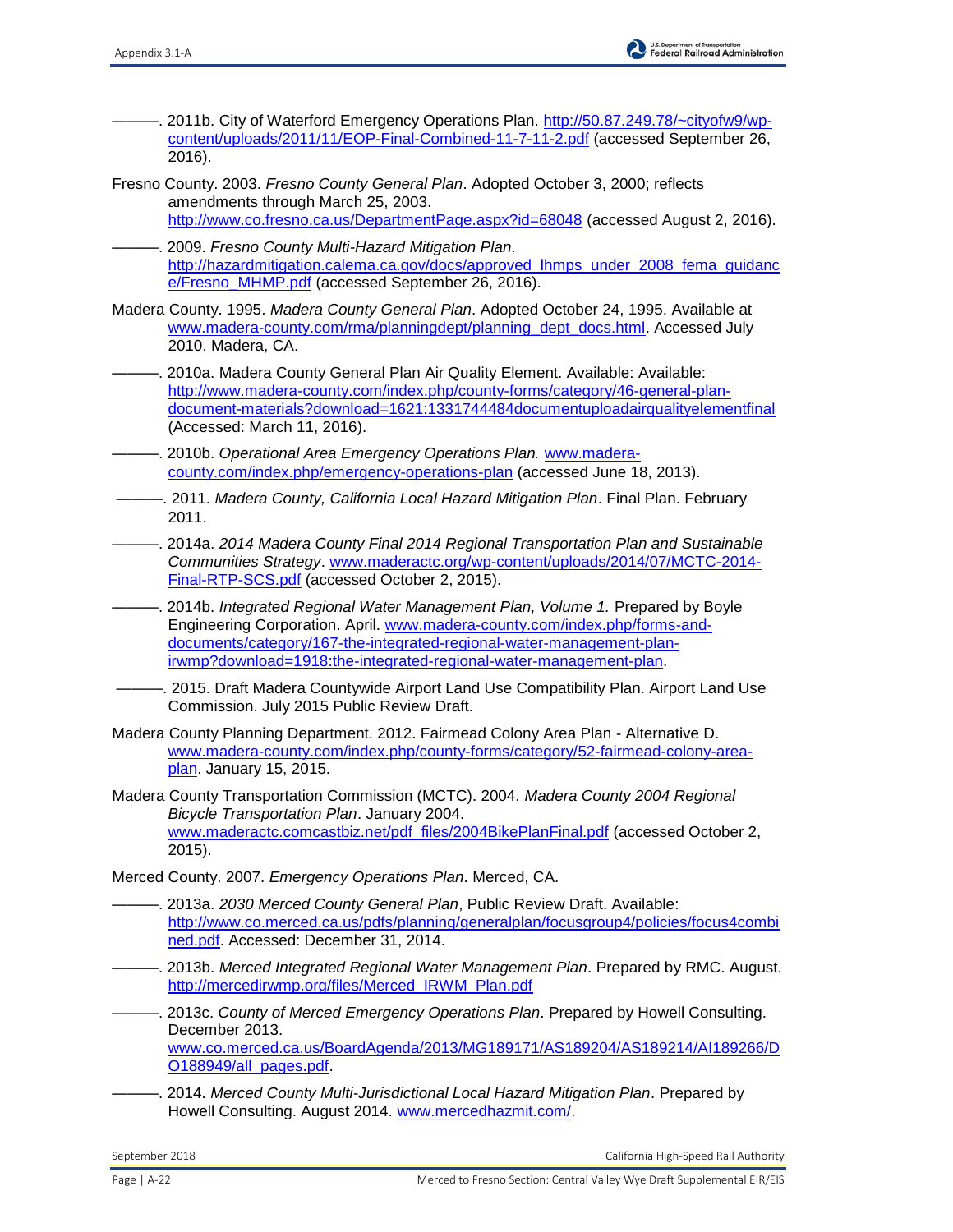———. 2011b. City of Waterford Emergency Operations Plan. http://50.87.249.78/~cityofw9/wp-content/uploads/2011/11/EOP-Final-Combined-11-7-11-2.pdf (accessed September 26, 2016).

Fresno County. 2003. *Fresno County General Plan*. Adopted October 3, 2000; reflects amendments through March 25, 2003. http://www.co.fresno.ca.us/DepartmentPage.aspx?id=68048 (accessed August 2, 2016).

———. 2009. *Fresno County Multi-Hazard Mitigation Plan*. http://hazardmitigation.calema.ca.gov/docs/approved_lhmps_under_2008_fema_guidance/Fresno_MHMP.pdf (accessed September 26, 2016).

Madera County. 1995. *Madera County General Plan*. Adopted October 24, 1995. Available at www.madera-county.com/rma/planningdept/planning_dept_docs.html. Accessed July 2010. Madera, CA.

———. 2010a. Madera County General Plan Air Quality Element. Available: Available: http://www.madera-county.com/index.php/county-forms/category/46-general-plan-document-materials?download=1621:1331744484documentuploadairqualityelementfinal (Accessed: March 11, 2016).

———. 2010b. *Operational Area Emergency Operations Plan.* www.madera-county.com/index.php/emergency-operations-plan (accessed June 18, 2013).

———. 2011. *Madera County, California Local Hazard Mitigation Plan*. Final Plan. February 2011.

———. 2014a. *2014 Madera County Final 2014 Regional Transportation Plan and Sustainable Communities Strategy*. www.maderactc.org/wp-content/uploads/2014/07/MCTC-2014-Final-RTP-SCS.pdf (accessed October 2, 2015).

———. 2014b. *Integrated Regional Water Management Plan, Volume 1.* Prepared by Boyle Engineering Corporation. April. www.madera-county.com/index.php/forms-and-documents/category/167-the-integrated-regional-water-management-plan-irwmp?download=1918:the-integrated-regional-water-management-plan.

———. 2015. Draft Madera Countywide Airport Land Use Compatibility Plan. Airport Land Use Commission. July 2015 Public Review Draft.

Madera County Planning Department. 2012. Fairmead Colony Area Plan - Alternative D. www.madera-county.com/index.php/county-forms/category/52-fairmead-colony-area-plan. January 15, 2015.

Madera County Transportation Commission (MCTC). 2004. *Madera County 2004 Regional Bicycle Transportation Plan*. January 2004. www.maderactc.comcastbiz.net/pdf_files/2004BikePlanFinal.pdf (accessed October 2, 2015).

Merced County. 2007. *Emergency Operations Plan*. Merced, CA.

———. 2013a. *2030 Merced County General Plan*, Public Review Draft. Available: http://www.co.merced.ca.us/pdfs/planning/generalplan/focusgroup4/policies/focus4combined.pdf. Accessed: December 31, 2014.

———. 2013b. *Merced Integrated Regional Water Management Plan*. Prepared by RMC. August. http://mercedirwmp.org/files/Merced_IRWM_Plan.pdf

———. 2013c. *County of Merced Emergency Operations Plan*. Prepared by Howell Consulting. December 2013. www.co.merced.ca.us/BoardAgenda/2013/MG189171/AS189204/AS189214/AI189266/DO188949/all_pages.pdf.

———. 2014. *Merced County Multi-Jurisdictional Local Hazard Mitigation Plan*. Prepared by Howell Consulting. August 2014. www.mercedhazmit.com/.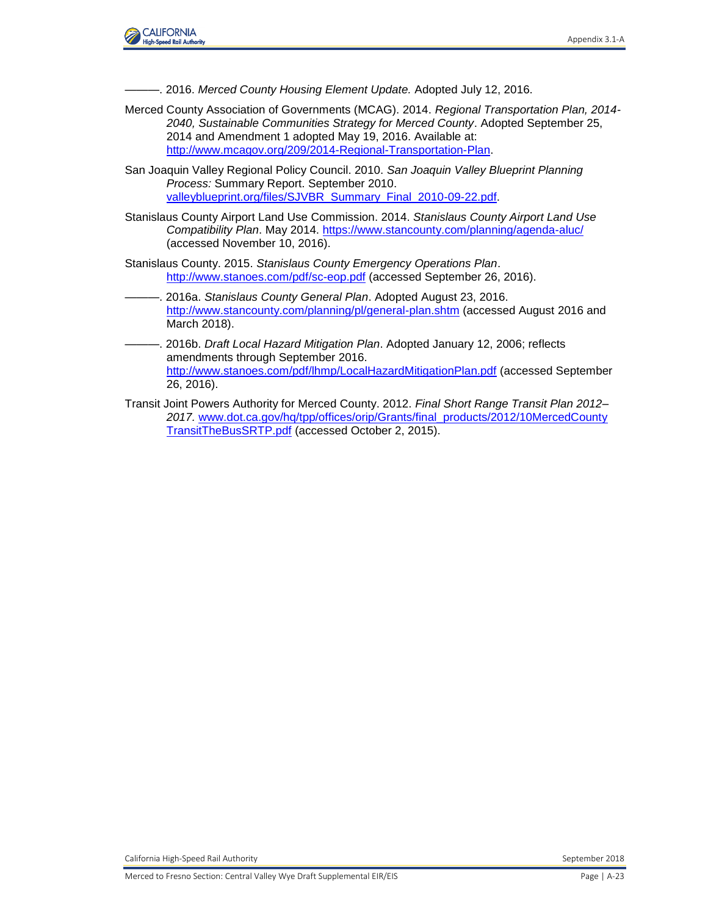———. 2016. *Merced County Housing Element Update.* Adopted July 12, 2016.

Merced County Association of Governments (MCAG). 2014. *Regional Transportation Plan, 2014-2040, Sustainable Communities Strategy for Merced County*. Adopted September 25, 2014 and Amendment 1 adopted May 19, 2016. Available at: http://www.mcagov.org/209/2014-Regional-Transportation-Plan.

San Joaquin Valley Regional Policy Council. 2010. *San Joaquin Valley Blueprint Planning Process:* Summary Report. September 2010. valleyblueprint.org/files/SJVBR_Summary_Final_2010-09-22.pdf.

Stanislaus County Airport Land Use Commission. 2014. *Stanislaus County Airport Land Use Compatibility Plan*. May 2014. https://www.stancounty.com/planning/agenda-aluc/ (accessed November 10, 2016).

Stanislaus County. 2015. *Stanislaus County Emergency Operations Plan*. http://www.stanoes.com/pdf/sc-eop.pdf (accessed September 26, 2016).

———. 2016a. *Stanislaus County General Plan*. Adopted August 23, 2016. http://www.stancounty.com/planning/pl/general-plan.shtm (accessed August 2016 and March 2018).

———. 2016b. *Draft Local Hazard Mitigation Plan*. Adopted January 12, 2006; reflects amendments through September 2016. http://www.stanoes.com/pdf/lhmp/LocalHazardMitigationPlan.pdf (accessed September 26, 2016).

Transit Joint Powers Authority for Merced County. 2012. *Final Short Range Transit Plan 2012–2017.* www.dot.ca.gov/hq/tpp/offices/orip/Grants/final_products/2012/10MercedCountyTransitTheBusSRTP.pdf (accessed October 2, 2015).